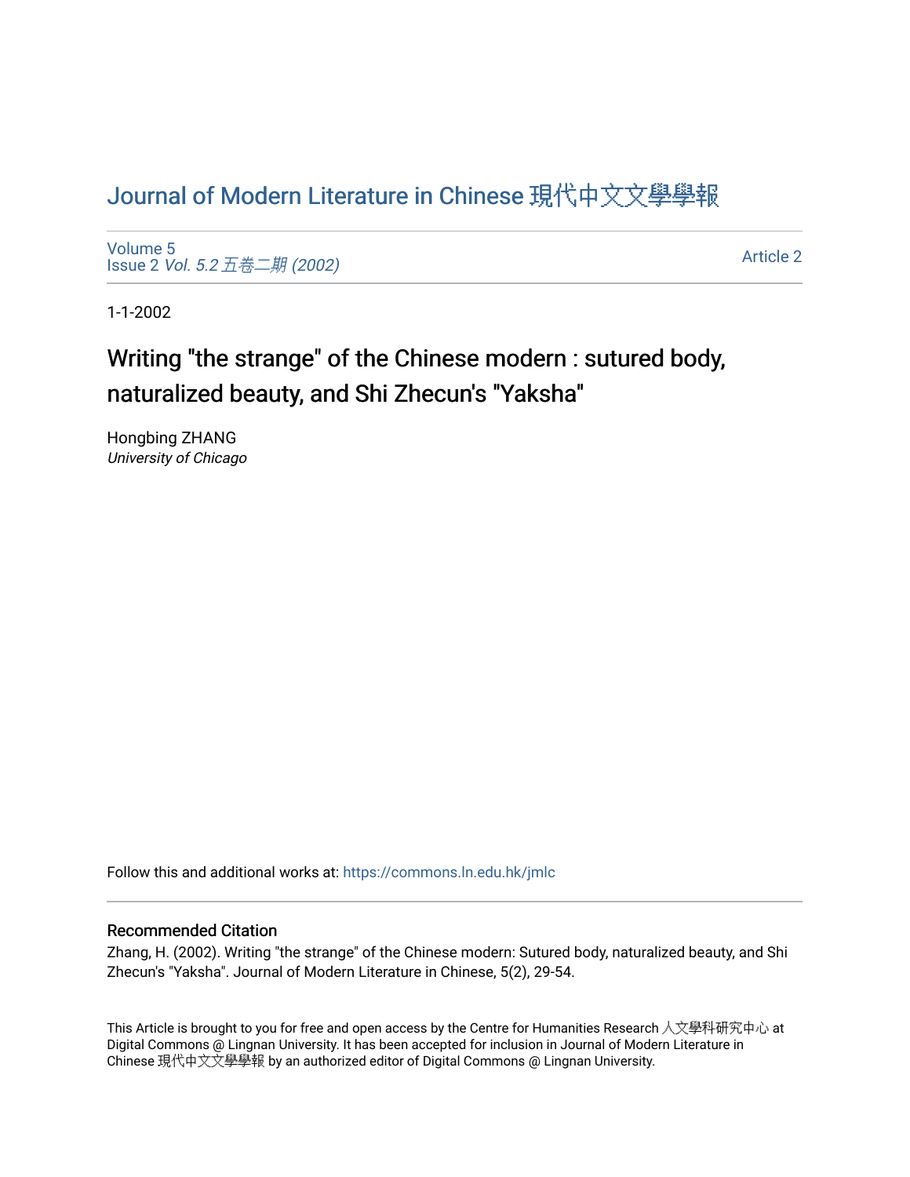# Journal of Modern Literature in Chinese 現代中文文學學報

Volume 5
Issue 2 *Vol. 5.2 五卷二期 (2002)*

Article 2

1-1-2002

## Writing "the strange" of the Chinese modern : sutured body, naturalized beauty, and Shi Zhecun's "Yaksha"

Hongbing ZHANG
*University of Chicago*

Follow this and additional works at: https://commons.ln.edu.hk/jmlc

### Recommended Citation

Zhang, H. (2002). Writing "the strange" of the Chinese modern: Sutured body, naturalized beauty, and Shi Zhecun's "Yaksha". Journal of Modern Literature in Chinese, 5(2), 29-54.

This Article is brought to you for free and open access by the Centre for Humanities Research 人文學科研究中心 at Digital Commons @ Lingnan University. It has been accepted for inclusion in Journal of Modern Literature in Chinese 現代中文文學學報 by an authorized editor of Digital Commons @ Lingnan University.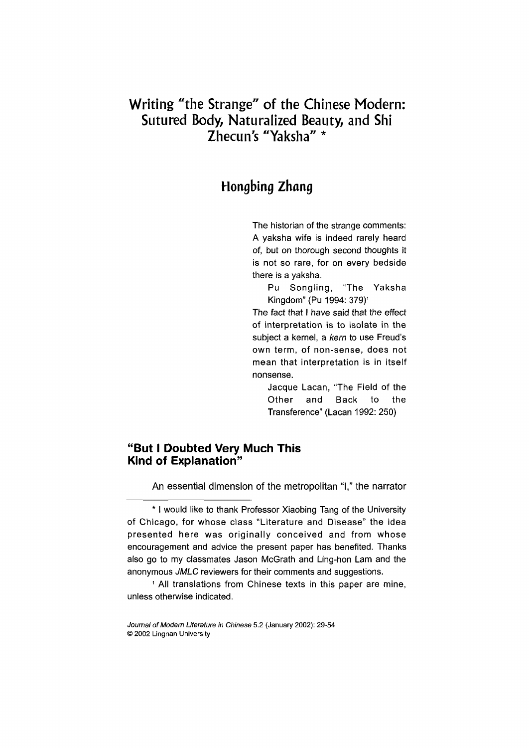# Writing "the Strange" of the Chinese Modern: Sutured Body, Naturalized Beauty, and Shi Zhecun's "Yaksha" *

## Hongbing Zhang

> The historian of the strange comments: A yaksha wife is indeed rarely heard of, but on thorough second thoughts it is not so rare, for on every bedside there is a yaksha.
>
> Pu Songling, "The Yaksha Kingdom" (Pu 1994: 379)[1]

> *The fact that I have said that the effect of interpretation is to isolate in the subject a kernel, a kern to use Freud's own term, of non-sense, does not mean that interpretation is in itself nonsense.*
>
> Jacque Lacan, "The Field of the Other and Back to the Transference" (Lacan 1992: 250)

### "But I Doubted Very Much This Kind of Explanation"

An essential dimension of the metropolitan "I," the narrator

---

* I would like to thank Professor Xiaobing Tang of the University of Chicago, for whose class "Literature and Disease" the idea presented here was originally conceived and from whose encouragement and advice the present paper has benefited. Thanks also go to my classmates Jason McGrath and Ling-hon Lam and the anonymous *JMLC* reviewers for their comments and suggestions.

[1] All translations from Chinese texts in this paper are mine, unless otherwise indicated.

*Journal of Modern Literature in Chinese* 5.2 (January 2002): 29-54
© 2002 Lingnan University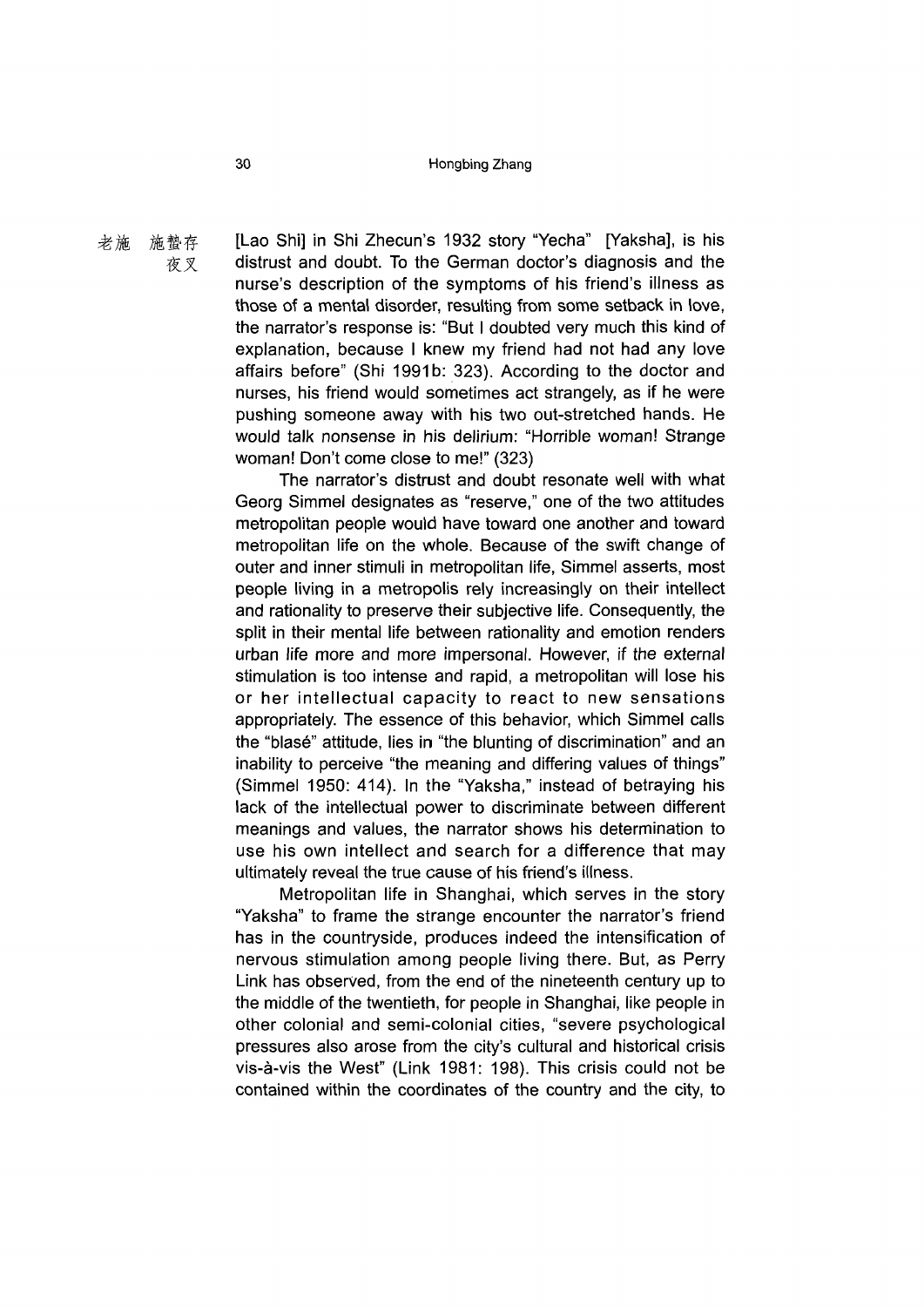老施　施蛰存
　　　夜叉

[Lao Shi] in Shi Zhecun's 1932 story "Yecha" [Yaksha], is his distrust and doubt. To the German doctor's diagnosis and the nurse's description of the symptoms of his friend's illness as those of a mental disorder, resulting from some setback in love, the narrator's response is: "But I doubted very much this kind of explanation, because I knew my friend had not had any love affairs before" (Shi 1991b: 323). According to the doctor and nurses, his friend would sometimes act strangely, as if he were pushing someone away with his two out-stretched hands. He would talk nonsense in his delirium: "Horrible woman! Strange woman! Don't come close to me!" (323)

The narrator's distrust and doubt resonate well with what Georg Simmel designates as "reserve," one of the two attitudes metropolitan people would have toward one another and toward metropolitan life on the whole. Because of the swift change of outer and inner stimuli in metropolitan life, Simmel asserts, most people living in a metropolis rely increasingly on their intellect and rationality to preserve their subjective life. Consequently, the split in their mental life between rationality and emotion renders urban life more and more impersonal. However, if the external stimulation is too intense and rapid, a metropolitan will lose his or her intellectual capacity to react to new sensations appropriately. The essence of this behavior, which Simmel calls the "blasé" attitude, lies in "the blunting of discrimination" and an inability to perceive "the meaning and differing values of things" (Simmel 1950: 414). In the "Yaksha," instead of betraying his lack of the intellectual power to discriminate between different meanings and values, the narrator shows his determination to use his own intellect and search for a difference that may ultimately reveal the true cause of his friend's illness.

Metropolitan life in Shanghai, which serves in the story "Yaksha" to frame the strange encounter the narrator's friend has in the countryside, produces indeed the intensification of nervous stimulation among people living there. But, as Perry Link has observed, from the end of the nineteenth century up to the middle of the twentieth, for people in Shanghai, like people in other colonial and semi-colonial cities, "severe psychological pressures also arose from the city's cultural and historical crisis vis-à-vis the West" (Link 1981: 198). This crisis could not be contained within the coordinates of the country and the city, to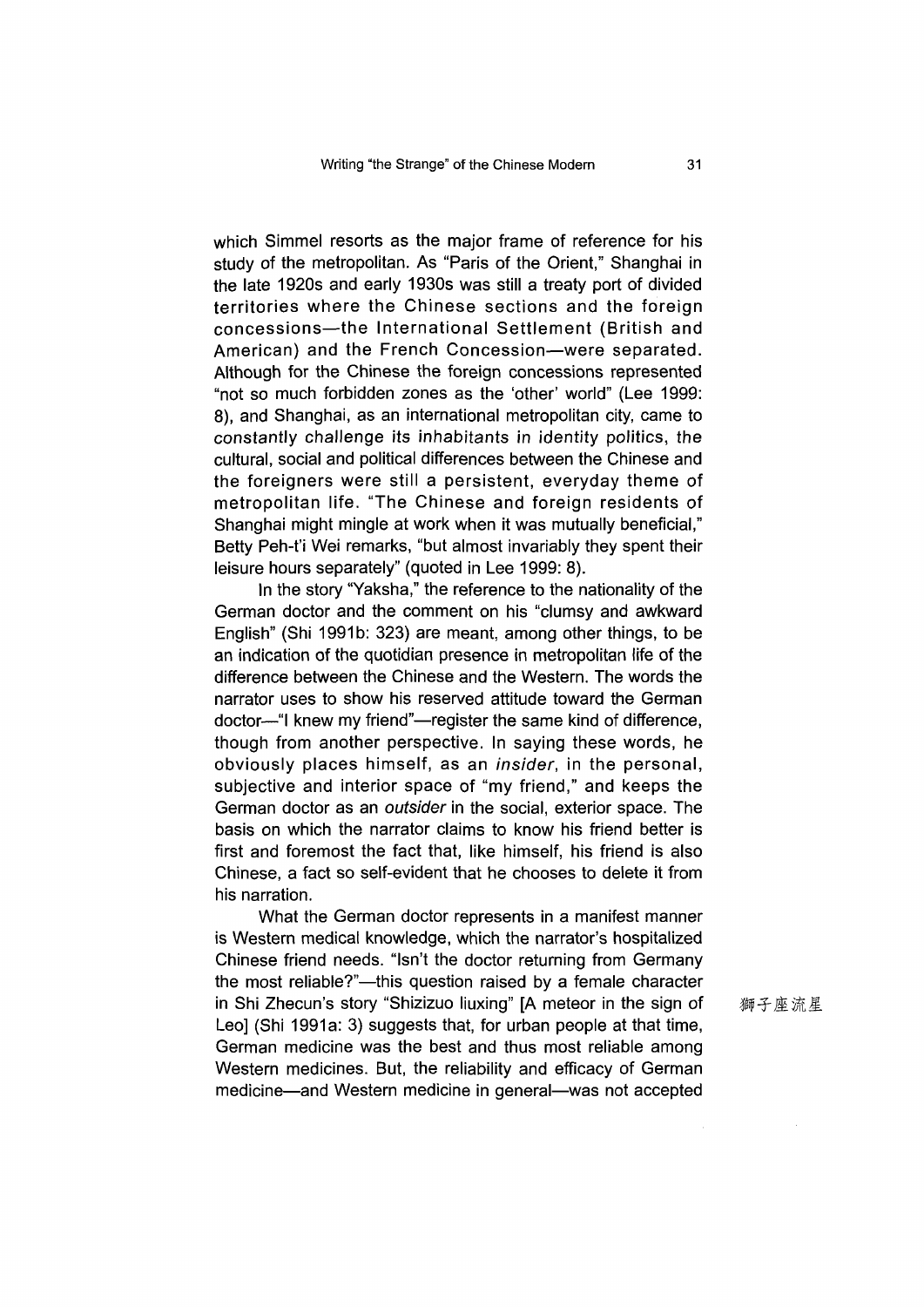which Simmel resorts as the major frame of reference for his study of the metropolitan. As "Paris of the Orient," Shanghai in the late 1920s and early 1930s was still a treaty port of divided territories where the Chinese sections and the foreign concessions—the International Settlement (British and American) and the French Concession—were separated. Although for the Chinese the foreign concessions represented "not so much forbidden zones as the 'other' world" (Lee 1999: 8), and Shanghai, as an international metropolitan city, came to constantly challenge its inhabitants in identity politics, the cultural, social and political differences between the Chinese and the foreigners were still a persistent, everyday theme of metropolitan life. "The Chinese and foreign residents of Shanghai might mingle at work when it was mutually beneficial," Betty Peh-t'i Wei remarks, "but almost invariably they spent their leisure hours separately" (quoted in Lee 1999: 8).

In the story "Yaksha," the reference to the nationality of the German doctor and the comment on his "clumsy and awkward English" (Shi 1991b: 323) are meant, among other things, to be an indication of the quotidian presence in metropolitan life of the difference between the Chinese and the Western. The words the narrator uses to show his reserved attitude toward the German doctor—"I knew my friend"—register the same kind of difference, though from another perspective. In saying these words, he obviously places himself, as an *insider*, in the personal, subjective and interior space of "my friend," and keeps the German doctor as an *outsider* in the social, exterior space. The basis on which the narrator claims to know his friend better is first and foremost the fact that, like himself, his friend is also Chinese, a fact so self-evident that he chooses to delete it from his narration.

What the German doctor represents in a manifest manner is Western medical knowledge, which the narrator's hospitalized Chinese friend needs. "Isn't the doctor returning from Germany the most reliable?"—this question raised by a female character in Shi Zhecun's story "Shizizuo liuxing" [A meteor in the sign of Leo] (Shi 1991a: 3) suggests that, for urban people at that time, German medicine was the best and thus most reliable among Western medicines. But, the reliability and efficacy of German medicine—and Western medicine in general—was not accepted

獅子座流星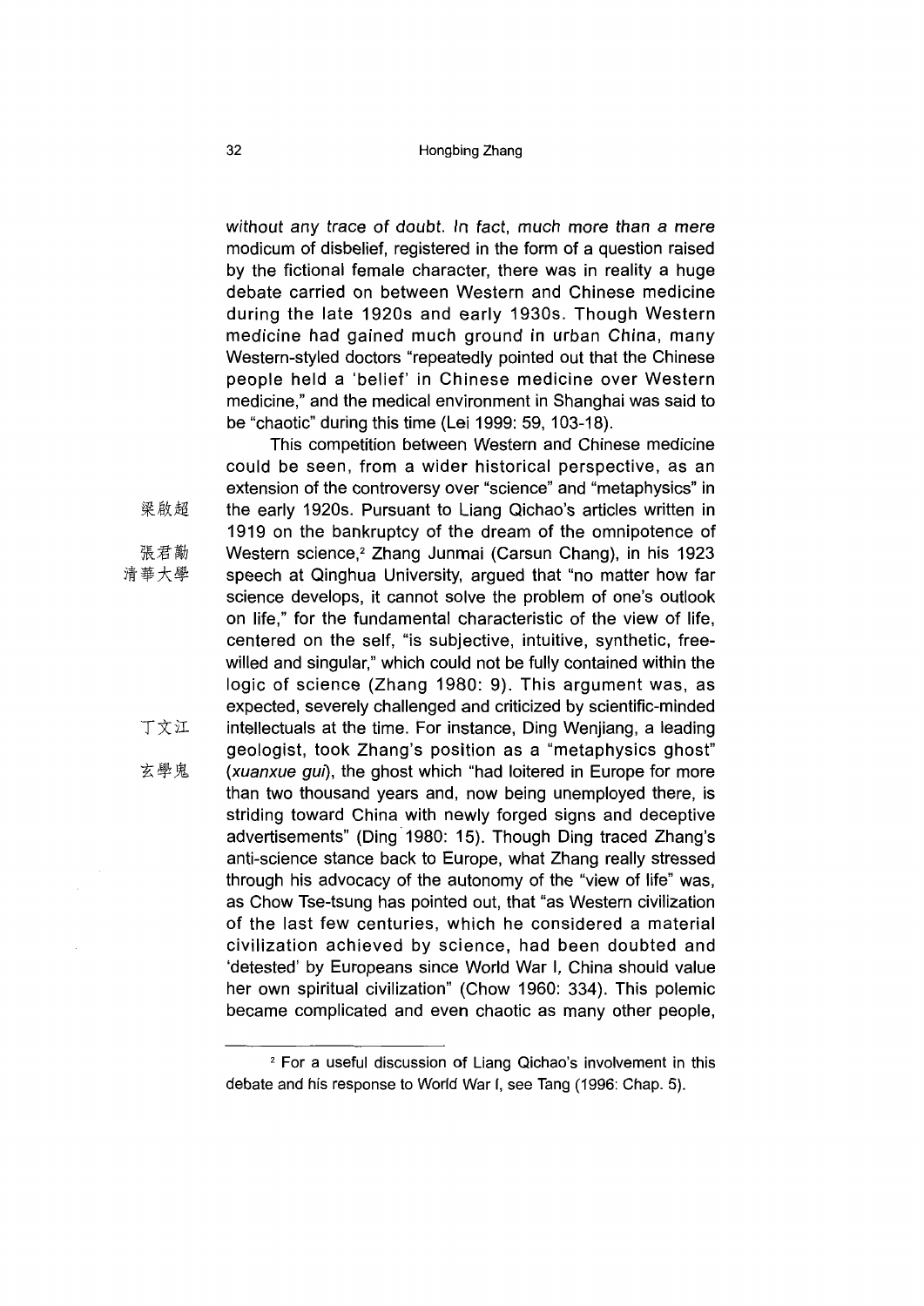*without any trace of doubt. In fact, much more than a mere* modicum of disbelief, registered in the form of a question raised by the fictional female character, there was in reality a huge debate carried on between Western and Chinese medicine during the late 1920s and early 1930s. Though Western medicine had gained much ground in urban China, many Western-styled doctors "repeatedly pointed out that the Chinese people held a 'belief' in Chinese medicine over Western medicine," and the medical environment in Shanghai was said to be "chaotic" during this time (Lei 1999: 59, 103-18).

This competition between Western and Chinese medicine could be seen, from a wider historical perspective, as an extension of the controversy over "science" and "metaphysics" in the early 1920s. Pursuant to Liang Qichao's 梁啟超 articles written in 1919 on the bankruptcy of the dream of the omnipotence of Western science,[2] Zhang Junmai 張君勱 (Carsun Chang), in his 1923 speech at Qinghua University 清華大學, argued that "no matter how far science develops, it cannot solve the problem of one's outlook on life," for the fundamental characteristic of the view of life, centered on the self, "is subjective, intuitive, synthetic, free-willed and singular," which could not be fully contained within the logic of science (Zhang 1980: 9). This argument was, as expected, severely challenged and criticized by scientific-minded intellectuals at the time. For instance, Ding Wenjiang 丁文江, a leading geologist, took Zhang's position as a "metaphysics ghost" (*xuanxue gui* 玄學鬼), the ghost which "had loitered in Europe for more than two thousand years and, now being unemployed there, is striding toward China with newly forged signs and deceptive advertisements" (Ding 1980: 15). Though Ding traced Zhang's anti-science stance back to Europe, what Zhang really stressed through his advocacy of the autonomy of the "view of life" was, as Chow Tse-tsung has pointed out, that "as Western civilization of the last few centuries, which he considered a material civilization achieved by science, had been doubted and 'detested' by Europeans since World War I, China should value her own spiritual civilization" (Chow 1960: 334). This polemic became complicated and even chaotic as many other people,

---

[2] For a useful discussion of Liang Qichao's involvement in this debate and his response to World War I, see Tang (1996: Chap. 5).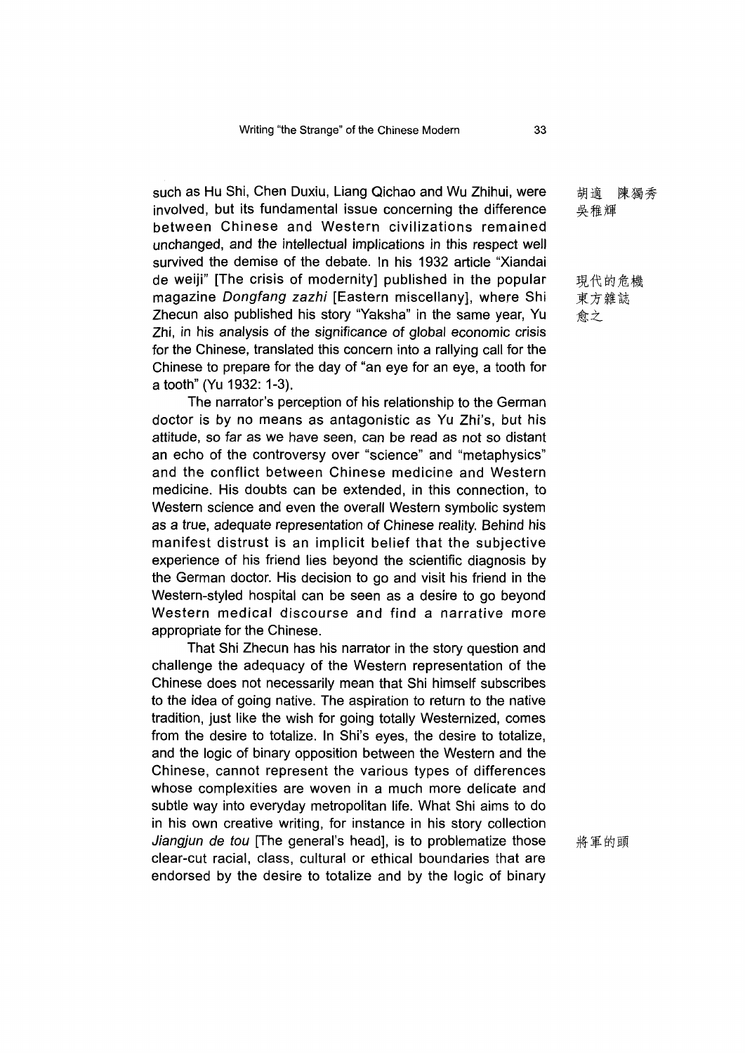such as Hu Shi, Chen Duxiu, Liang Qichao and Wu Zhihui, were involved, but its fundamental issue concerning the difference between Chinese and Western civilizations remained unchanged, and the intellectual implications in this respect well survived the demise of the debate. In his 1932 article "Xiandai de weiji" [The crisis of modernity] published in the popular magazine *Dongfang zazhi* [Eastern miscellany], where Shi Zhecun also published his story "Yaksha" in the same year, Yu Zhi, in his analysis of the significance of global economic crisis for the Chinese, translated this concern into a rallying call for the Chinese to prepare for the day of "an eye for an eye, a tooth for a tooth" (Yu 1932: 1-3).

胡適　陳獨秀
吳稚輝

現代的危機
東方雜誌
愈之

The narrator's perception of his relationship to the German doctor is by no means as antagonistic as Yu Zhi's, but his attitude, so far as we have seen, can be read as not so distant an echo of the controversy over "science" and "metaphysics" and the conflict between Chinese medicine and Western medicine. His doubts can be extended, in this connection, to Western science and even the overall Western symbolic system as a true, adequate representation of Chinese reality. Behind his manifest distrust is an implicit belief that the subjective experience of his friend lies beyond the scientific diagnosis by the German doctor. His decision to go and visit his friend in the Western-styled hospital can be seen as a desire to go beyond Western medical discourse and find a narrative more appropriate for the Chinese.

That Shi Zhecun has his narrator in the story question and challenge the adequacy of the Western representation of the Chinese does not necessarily mean that Shi himself subscribes to the idea of going native. The aspiration to return to the native tradition, just like the wish for going totally Westernized, comes from the desire to totalize. In Shi's eyes, the desire to totalize, and the logic of binary opposition between the Western and the Chinese, cannot represent the various types of differences whose complexities are woven in a much more delicate and subtle way into everyday metropolitan life. What Shi aims to do in his own creative writing, for instance in his story collection *Jiangjun de tou* [The general's head], is to problematize those clear-cut racial, class, cultural or ethical boundaries that are endorsed by the desire to totalize and by the logic of binary

將軍的頭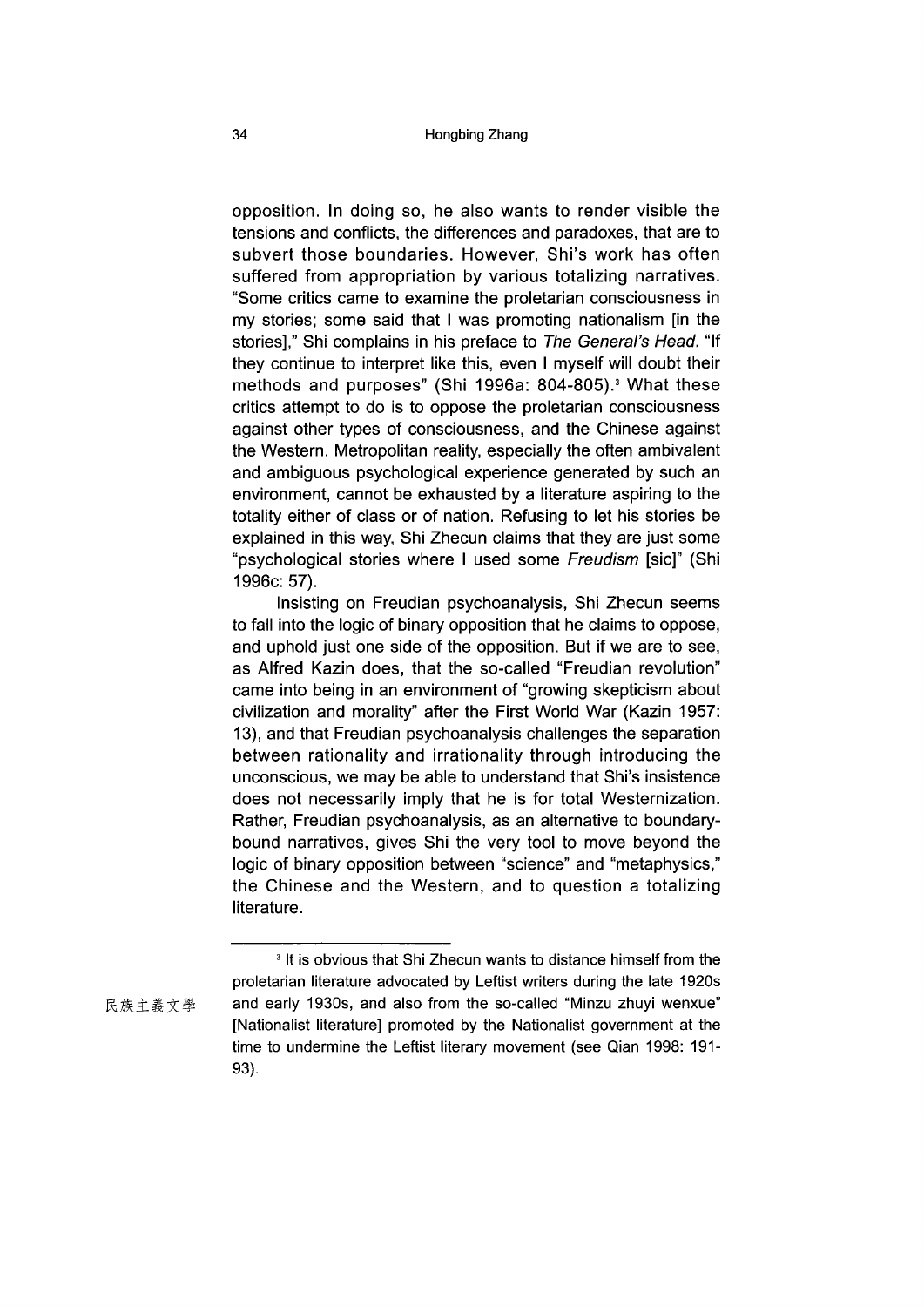opposition. In doing so, he also wants to render visible the tensions and conflicts, the differences and paradoxes, that are to subvert those boundaries. However, Shi's work has often suffered from appropriation by various totalizing narratives. "Some critics came to examine the proletarian consciousness in my stories; some said that I was promoting nationalism [in the stories]," Shi complains in his preface to *The General's Head*. "If they continue to interpret like this, even I myself will doubt their methods and purposes" (Shi 1996a: 804-805).[3] What these critics attempt to do is to oppose the proletarian consciousness against other types of consciousness, and the Chinese against the Western. Metropolitan reality, especially the often ambivalent and ambiguous psychological experience generated by such an environment, cannot be exhausted by a literature aspiring to the totality either of class or of nation. Refusing to let his stories be explained in this way, Shi Zhecun claims that they are just some "psychological stories where I used some *Freudism* [sic]" (Shi 1996c: 57).

Insisting on Freudian psychoanalysis, Shi Zhecun seems to fall into the logic of binary opposition that he claims to oppose, and uphold just one side of the opposition. But if we are to see, as Alfred Kazin does, that the so-called "Freudian revolution" came into being in an environment of "growing skepticism about civilization and morality" after the First World War (Kazin 1957: 13), and that Freudian psychoanalysis challenges the separation between rationality and irrationality through introducing the unconscious, we may be able to understand that Shi's insistence does not necessarily imply that he is for total Westernization. Rather, Freudian psychoanalysis, as an alternative to boundary-bound narratives, gives Shi the very tool to move beyond the logic of binary opposition between "science" and "metaphysics," the Chinese and the Western, and to question a totalizing literature.

---

[3] It is obvious that Shi Zhecun wants to distance himself from the proletarian literature advocated by Leftist writers during the late 1920s and early 1930s, and also from the so-called "Minzu zhuyi wenxue" [Nationalist literature] promoted by the Nationalist government at the time to undermine the Leftist literary movement (see Qian 1998: 191-93).

民族主義文學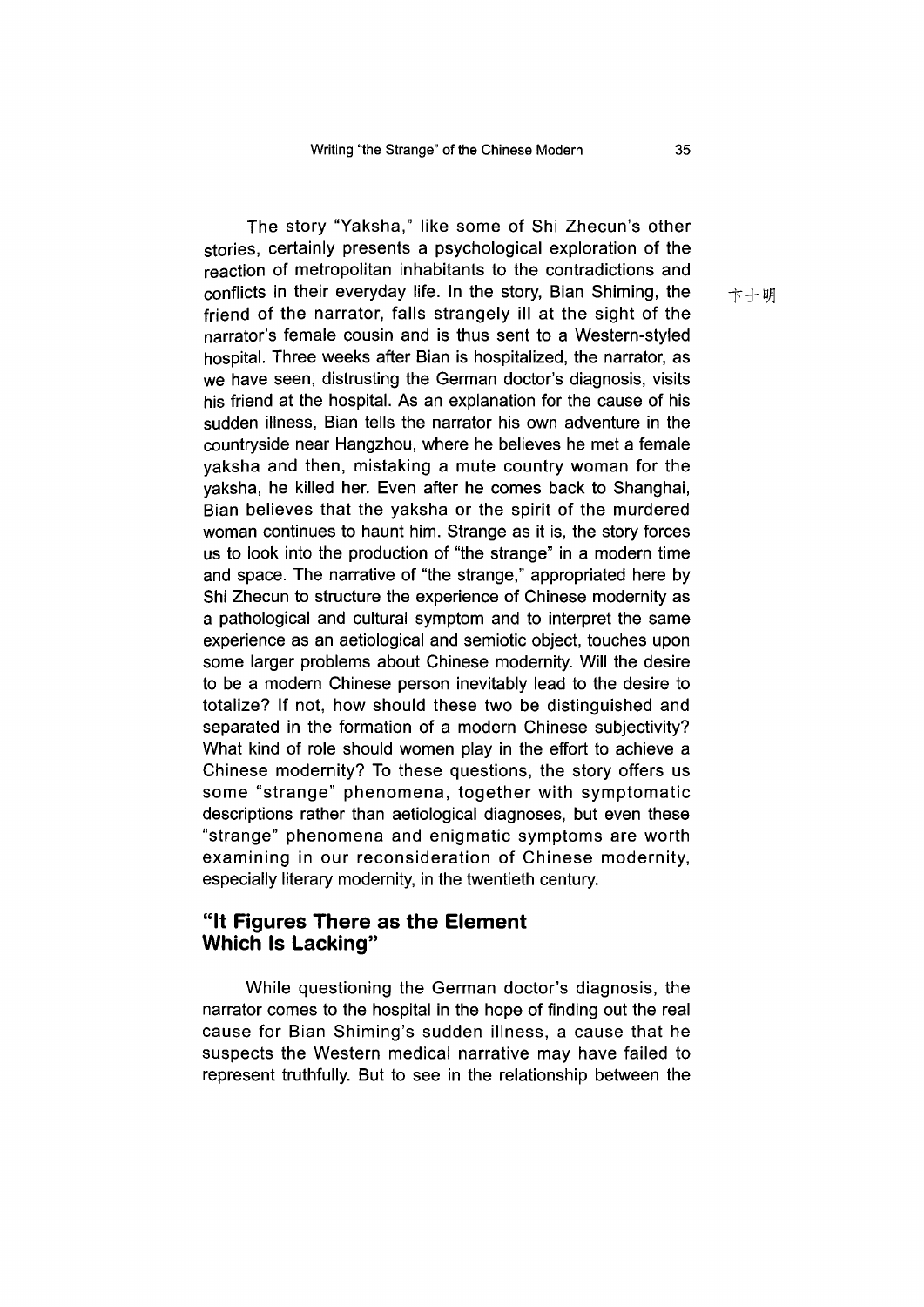The story "Yaksha," like some of Shi Zhecun's other stories, certainly presents a psychological exploration of the reaction of metropolitan inhabitants to the contradictions and conflicts in their everyday life. In the story, Bian Shiming, the friend of the narrator, falls strangely ill at the sight of the narrator's female cousin and is thus sent to a Western-styled hospital. Three weeks after Bian is hospitalized, the narrator, as we have seen, distrusting the German doctor's diagnosis, visits his friend at the hospital. As an explanation for the cause of his sudden illness, Bian tells the narrator his own adventure in the countryside near Hangzhou, where he believes he met a female yaksha and then, mistaking a mute country woman for the yaksha, he killed her. Even after he comes back to Shanghai, Bian believes that the yaksha or the spirit of the murdered woman continues to haunt him. Strange as it is, the story forces us to look into the production of "the strange" in a modern time and space. The narrative of "the strange," appropriated here by Shi Zhecun to structure the experience of Chinese modernity as a pathological and cultural symptom and to interpret the same experience as an aetiological and semiotic object, touches upon some larger problems about Chinese modernity. Will the desire to be a modern Chinese person inevitably lead to the desire to totalize? If not, how should these two be distinguished and separated in the formation of a modern Chinese subjectivity? What kind of role should women play in the effort to achieve a Chinese modernity? To these questions, the story offers us some "strange" phenomena, together with symptomatic descriptions rather than aetiological diagnoses, but even these "strange" phenomena and enigmatic symptoms are worth examining in our reconsideration of Chinese modernity, especially literary modernity, in the twentieth century.

卞士明

## "It Figures There as the Element Which Is Lacking"

While questioning the German doctor's diagnosis, the narrator comes to the hospital in the hope of finding out the real cause for Bian Shiming's sudden illness, a cause that he suspects the Western medical narrative may have failed to represent truthfully. But to see in the relationship between the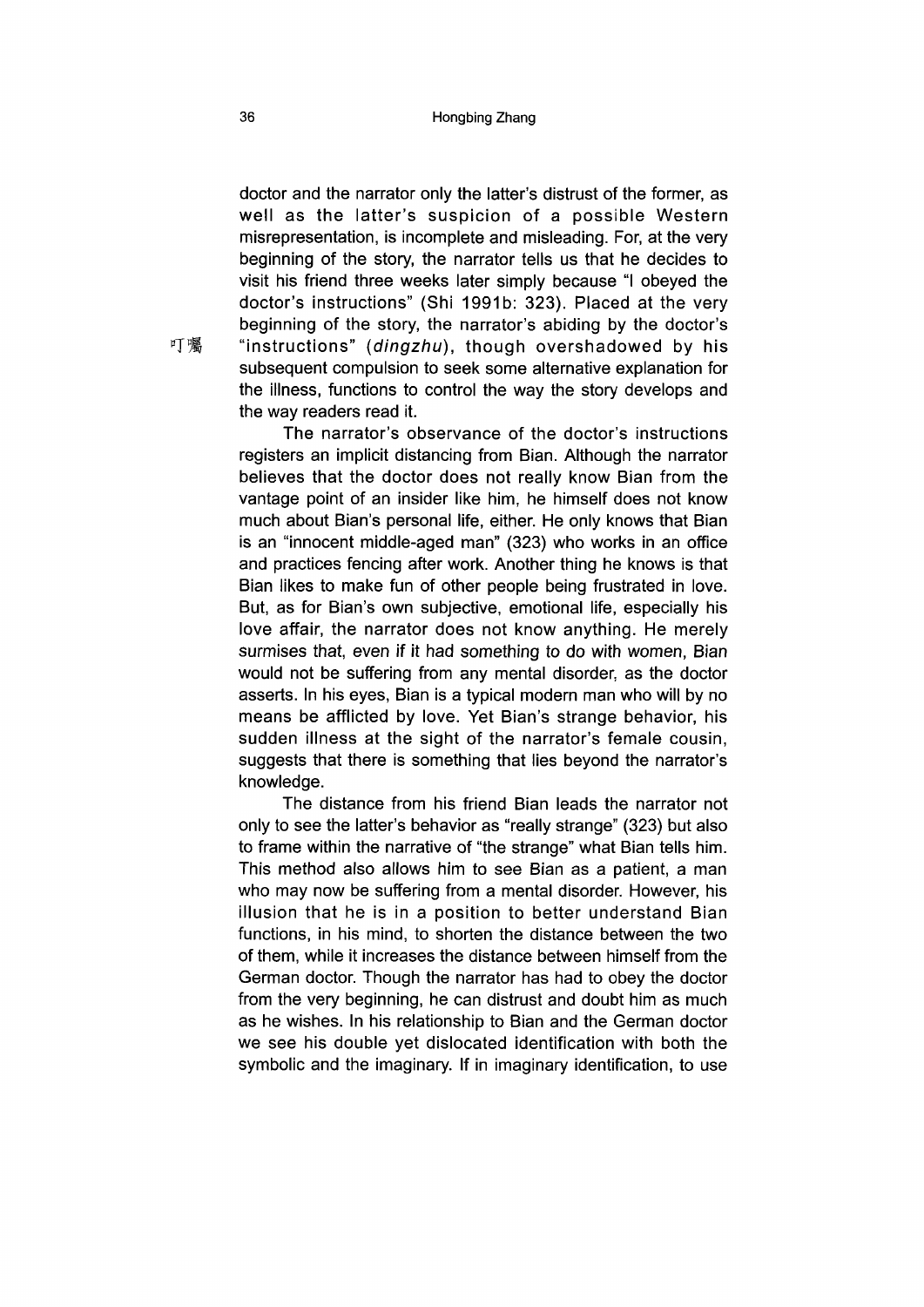doctor and the narrator only the latter's distrust of the former, as well as the latter's suspicion of a possible Western misrepresentation, is incomplete and misleading. For, at the very beginning of the story, the narrator tells us that he decides to visit his friend three weeks later simply because "I obeyed the doctor's instructions" (Shi 1991b: 323). Placed at the very beginning of the story, the narrator's abiding by the doctor's "instructions" (*dingzhu*), though overshadowed by his subsequent compulsion to seek some alternative explanation for the illness, functions to control the way the story develops and the way readers read it.

叮囑

The narrator's observance of the doctor's instructions registers an implicit distancing from Bian. Although the narrator believes that the doctor does not really know Bian from the vantage point of an insider like him, he himself does not know much about Bian's personal life, either. He only knows that Bian is an "innocent middle-aged man" (323) who works in an office and practices fencing after work. Another thing he knows is that Bian likes to make fun of other people being frustrated in love. But, as for Bian's own subjective, emotional life, especially his love affair, the narrator does not know anything. He merely surmises that, *even if it had something to do with women*, Bian would not be suffering from any mental disorder, as the doctor asserts. In his eyes, Bian is a typical modern man who will by no means be afflicted by love. Yet Bian's strange behavior, his sudden illness at the sight of the narrator's female cousin, suggests that there is something that lies beyond the narrator's knowledge.

The distance from his friend Bian leads the narrator not only to see the latter's behavior as "really strange" (323) but also to frame within the narrative of "the strange" what Bian tells him. This method also allows him to see Bian as a patient, a man who may now be suffering from a mental disorder. However, his illusion that he is in a position to better understand Bian functions, in his mind, to shorten the distance between the two of them, while it increases the distance between himself from the German doctor. Though the narrator has had to obey the doctor from the very beginning, he can distrust and doubt him as much as he wishes. In his relationship to Bian and the German doctor we see his double yet dislocated identification with both the symbolic and the imaginary. If in imaginary identification, to use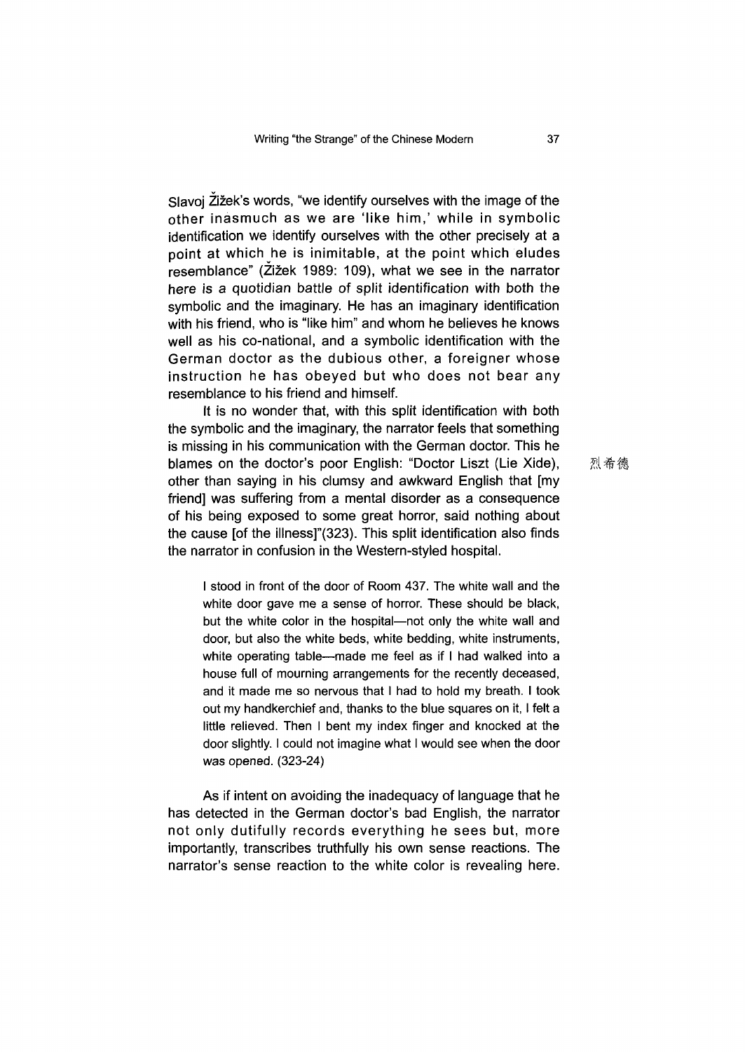Slavoj Žižek's words, "we identify ourselves with the image of the other inasmuch as we are 'like him,' while in symbolic identification we identify ourselves with the other precisely at a point at which he is inimitable, at the point which eludes resemblance" (Žižek 1989: 109), what we see in the narrator here is a quotidian battle of split identification with both the symbolic and the imaginary. He has an imaginary identification with his friend, who is "like him" and whom he believes he knows well as his co-national, and a symbolic identification with the German doctor as the dubious other, a foreigner whose instruction he has obeyed but who does not bear any resemblance to his friend and himself.

It is no wonder that, with this split identification with both the symbolic and the imaginary, the narrator feels that something is missing in his communication with the German doctor. This he blames on the doctor's poor English: "Doctor Liszt (Lie Xide), other than saying in his clumsy and awkward English that [my friend] was suffering from a mental disorder as a consequence of his being exposed to some great horror, said nothing about the cause [of the illness]"(323). This split identification also finds the narrator in confusion in the Western-styled hospital.

烈希德

> I stood in front of the door of Room 437. The white wall and the white door gave me a sense of horror. These should be black, but the white color in the hospital—not only the white wall and door, but also the white beds, white bedding, white instruments, white operating table—made me feel as if I had walked into a house full of mourning arrangements for the recently deceased, and it made me so nervous that I had to hold my breath. I took out my handkerchief and, thanks to the blue squares on it, I felt a little relieved. Then I bent my index finger and knocked at the door slightly. I could not imagine what I would see when the door was opened. (323-24)

As if intent on avoiding the inadequacy of language that he has detected in the German doctor's bad English, the narrator not only dutifully records everything he sees but, more importantly, transcribes truthfully his own sense reactions. The narrator's sense reaction to the white color is revealing here.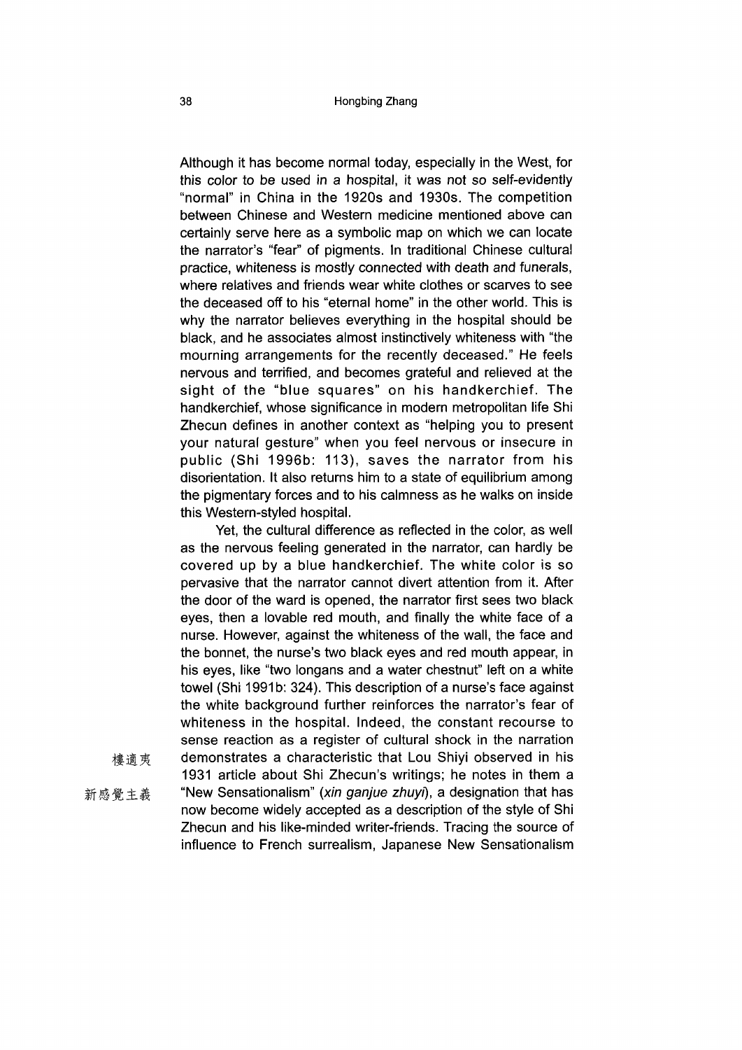Although it has become normal today, especially in the West, for this color to be used in a hospital, it was not so self-evidently "normal" in China in the 1920s and 1930s. The competition between Chinese and Western medicine mentioned above can certainly serve here as a symbolic map on which we can locate the narrator's "fear" of pigments. In traditional Chinese cultural practice, whiteness is mostly connected with death and funerals, where relatives and friends wear white clothes or scarves to see the deceased off to his "eternal home" in the other world. This is why the narrator believes everything in the hospital should be black, and he associates almost instinctively whiteness with "the mourning arrangements for the recently deceased." He feels nervous and terrified, and becomes grateful and relieved at the sight of the "blue squares" on his handkerchief. The handkerchief, whose significance in modern metropolitan life Shi Zhecun defines in another context as "helping you to present your natural gesture" when you feel nervous or insecure in public (Shi 1996b: 113), saves the narrator from his disorientation. It also returns him to a state of equilibrium among the pigmentary forces and to his calmness as he walks on inside this Western-styled hospital.

Yet, the cultural difference as reflected in the color, as well as the nervous feeling generated in the narrator, can hardly be covered up by a blue handkerchief. The white color is so pervasive that the narrator cannot divert attention from it. After the door of the ward is opened, the narrator first sees two black eyes, then a lovable red mouth, and finally the white face of a nurse. However, against the whiteness of the wall, the face and the bonnet, the nurse's two black eyes and red mouth appear, in his eyes, like "two longans and a water chestnut" left on a white towel (Shi 1991b: 324). This description of a nurse's face against the white background further reinforces the narrator's fear of whiteness in the hospital. Indeed, the constant recourse to sense reaction as a register of cultural shock in the narration demonstrates a characteristic that Lou Shiyi 樓適夷 observed in his 1931 article about Shi Zhecun's writings; he notes in them a "New Sensationalism" (*xin ganjue zhuyi* 新感覺主義), a designation that has now become widely accepted as a description of the style of Shi Zhecun and his like-minded writer-friends. Tracing the source of influence to French surrealism, Japanese New Sensationalism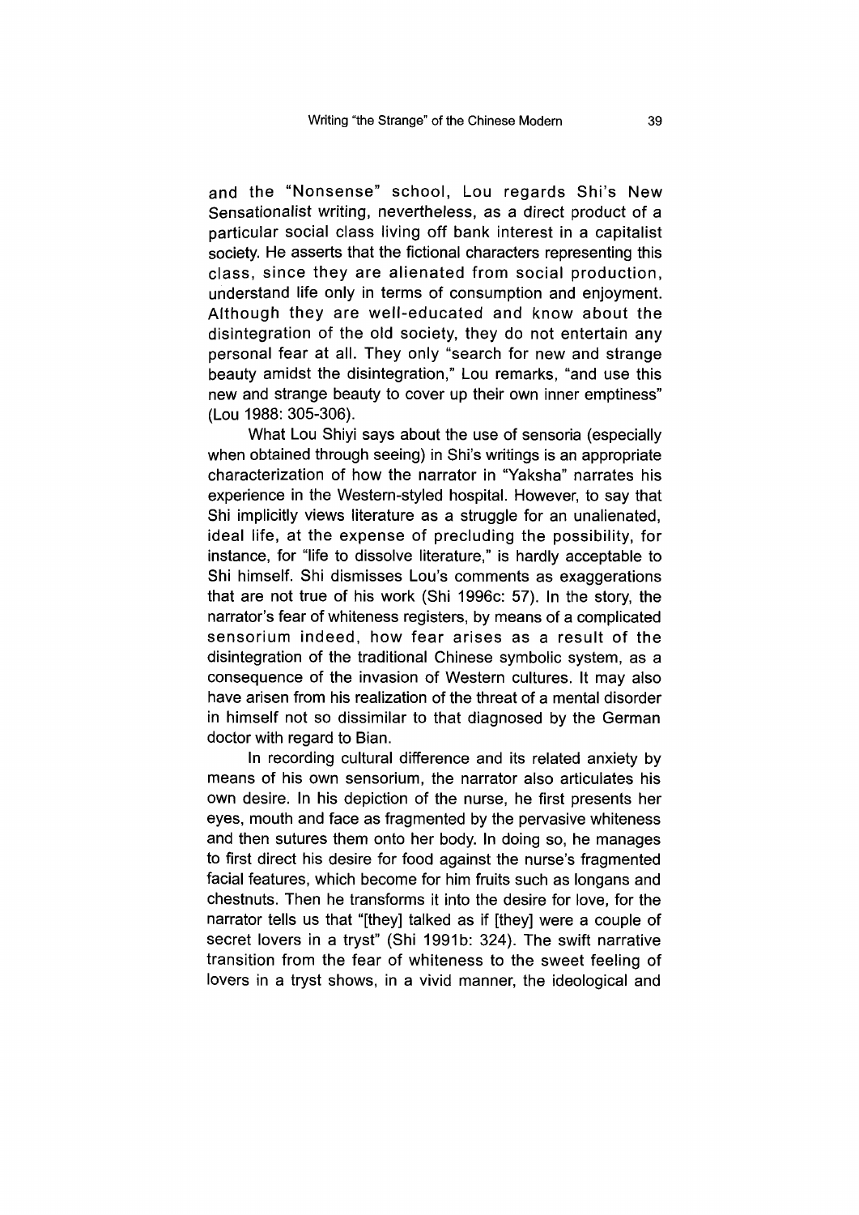and the "Nonsense" school, Lou regards Shi's New Sensationalist writing, nevertheless, as a direct product of a particular social class living off bank interest in a capitalist society. He asserts that the fictional characters representing this class, since they are alienated from social production, understand life only in terms of consumption and enjoyment. Although they are well-educated and know about the disintegration of the old society, they do not entertain any personal fear at all. They only "search for new and strange beauty amidst the disintegration," Lou remarks, "and use this new and strange beauty to cover up their own inner emptiness" (Lou 1988: 305-306).

What Lou Shiyi says about the use of sensoria (especially when obtained through seeing) in Shi's writings is an appropriate characterization of how the narrator in "Yaksha" narrates his experience in the Western-styled hospital. However, to say that Shi implicitly views literature as a struggle for an unalienated, ideal life, at the expense of precluding the possibility, for instance, for "life to dissolve literature," is hardly acceptable to Shi himself. Shi dismisses Lou's comments as exaggerations that are not true of his work (Shi 1996c: 57). In the story, the narrator's fear of whiteness registers, by means of a complicated sensorium indeed, how fear arises as a result of the disintegration of the traditional Chinese symbolic system, as a consequence of the invasion of Western cultures. It may also have arisen from his realization of the threat of a mental disorder in himself not so dissimilar to that diagnosed by the German doctor with regard to Bian.

In recording cultural difference and its related anxiety by means of his own sensorium, the narrator also articulates his own desire. In his depiction of the nurse, he first presents her eyes, mouth and face as fragmented by the pervasive whiteness and then sutures them onto her body. In doing so, he manages to first direct his desire for food against the nurse's fragmented facial features, which become for him fruits such as longans and chestnuts. Then he transforms it into the desire for love, for the narrator tells us that "[they] talked as if [they] were a couple of secret lovers in a tryst" (Shi 1991b: 324). The swift narrative transition from the fear of whiteness to the sweet feeling of lovers in a tryst shows, in a vivid manner, the ideological and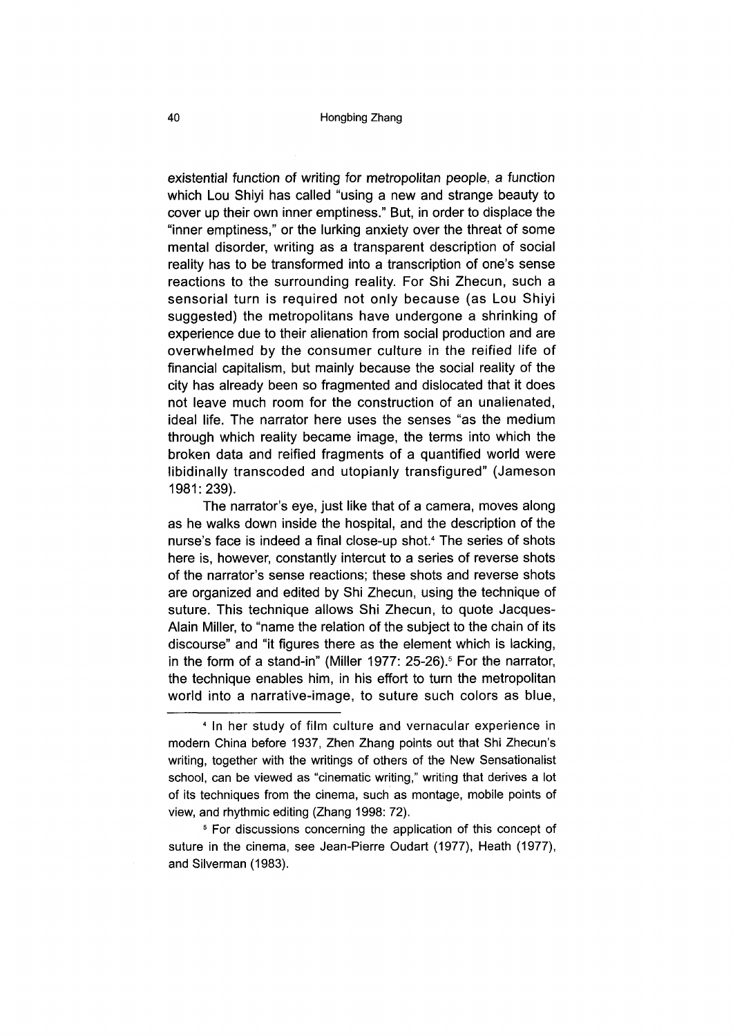existential function of writing for metropolitan people, a function which Lou Shiyi has called "using a new and strange beauty to cover up their own inner emptiness." But, in order to displace the "inner emptiness," or the lurking anxiety over the threat of some mental disorder, writing as a transparent description of social reality has to be transformed into a transcription of one's sense reactions to the surrounding reality. For Shi Zhecun, such a sensorial turn is required not only because (as Lou Shiyi suggested) the metropolitans have undergone a shrinking of experience due to their alienation from social production and are overwhelmed by the consumer culture in the reified life of financial capitalism, but mainly because the social reality of the city has already been so fragmented and dislocated that it does not leave much room for the construction of an unalienated, ideal life. The narrator here uses the senses "as the medium through which reality became image, the terms into which the broken data and reified fragments of a quantified world were libidinally transcoded and utopianly transfigured" (Jameson 1981: 239).

The narrator's eye, just like that of a camera, moves along as he walks down inside the hospital, and the description of the nurse's face is indeed a final close-up shot.[4] The series of shots here is, however, constantly intercut to a series of reverse shots of the narrator's sense reactions; these shots and reverse shots are organized and edited by Shi Zhecun, using the technique of suture. This technique allows Shi Zhecun, to quote Jacques-Alain Miller, to "name the relation of the subject to the chain of its discourse" and "it figures there as the element which is lacking, in the form of a stand-in" (Miller 1977: 25-26).[5] For the narrator, the technique enables him, in his effort to turn the metropolitan world into a narrative-image, to suture such colors as blue,

---

[4] In her study of film culture and vernacular experience in modern China before 1937, Zhen Zhang points out that Shi Zhecun's writing, together with the writings of others of the New Sensationalist school, can be viewed as "cinematic writing," writing that derives a lot of its techniques from the cinema, such as montage, mobile points of view, and rhythmic editing (Zhang 1998: 72).

[5] For discussions concerning the application of this concept of suture in the cinema, see Jean-Pierre Oudart (1977), Heath (1977), and Silverman (1983).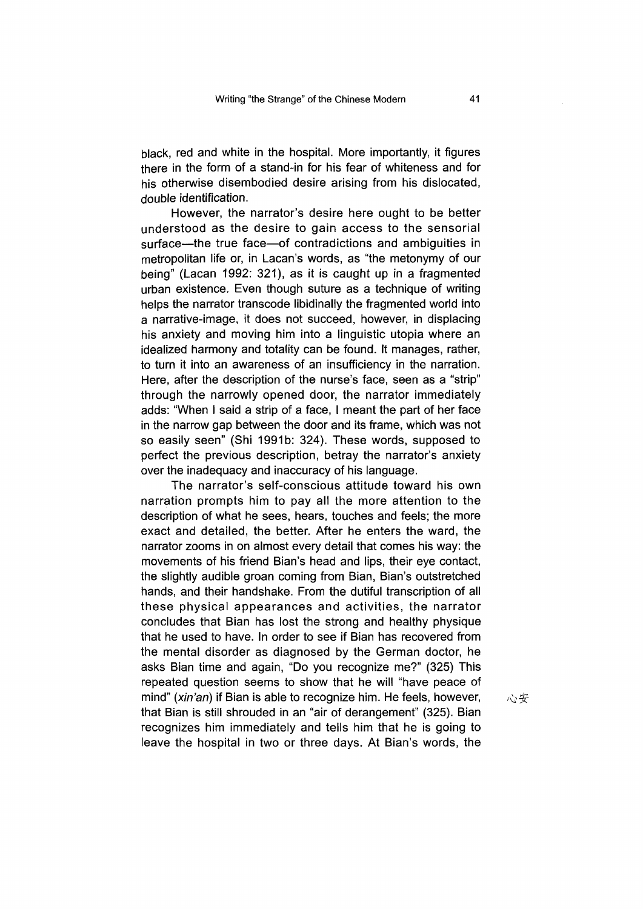black, red and white in the hospital. More importantly, it figures there in the form of a stand-in for his fear of whiteness and for his otherwise disembodied desire arising from his dislocated, double identification.

However, the narrator's desire here ought to be better understood as the desire to gain access to the sensorial surface—the true face—of contradictions and ambiguities in metropolitan life or, in Lacan's words, as "the metonymy of our being" (Lacan 1992: 321), as it is caught up in a fragmented urban existence. Even though suture as a technique of writing helps the narrator transcode libidinally the fragmented world into a narrative-image, it does not succeed, however, in displacing his anxiety and moving him into a linguistic utopia where an idealized harmony and totality can be found. It manages, rather, to turn it into an awareness of an insufficiency in the narration. Here, after the description of the nurse's face, seen as a "strip" through the narrowly opened door, the narrator immediately adds: "When I said a strip of a face, I meant the part of her face in the narrow gap between the door and its frame, which was not so easily seen" (Shi 1991b: 324). These words, supposed to perfect the previous description, betray the narrator's anxiety over the inadequacy and inaccuracy of his language.

The narrator's self-conscious attitude toward his own narration prompts him to pay all the more attention to the description of what he sees, hears, touches and feels; the more exact and detailed, the better. After he enters the ward, the narrator zooms in on almost every detail that comes his way: the movements of his friend Bian's head and lips, their eye contact, the slightly audible groan coming from Bian, Bian's outstretched hands, and their handshake. From the dutiful transcription of all these physical appearances and activities, the narrator concludes that Bian has lost the strong and healthy physique that he used to have. In order to see if Bian has recovered from the mental disorder as diagnosed by the German doctor, he asks Bian time and again, "Do you recognize me?" (325) This repeated question seems to show that he will "have peace of mind" (*xin'an*) if Bian is able to recognize him. He feels, however, that Bian is still shrouded in an "air of derangement" (325). Bian recognizes him immediately and tells him that he is going to leave the hospital in two or three days. At Bian's words, the

心安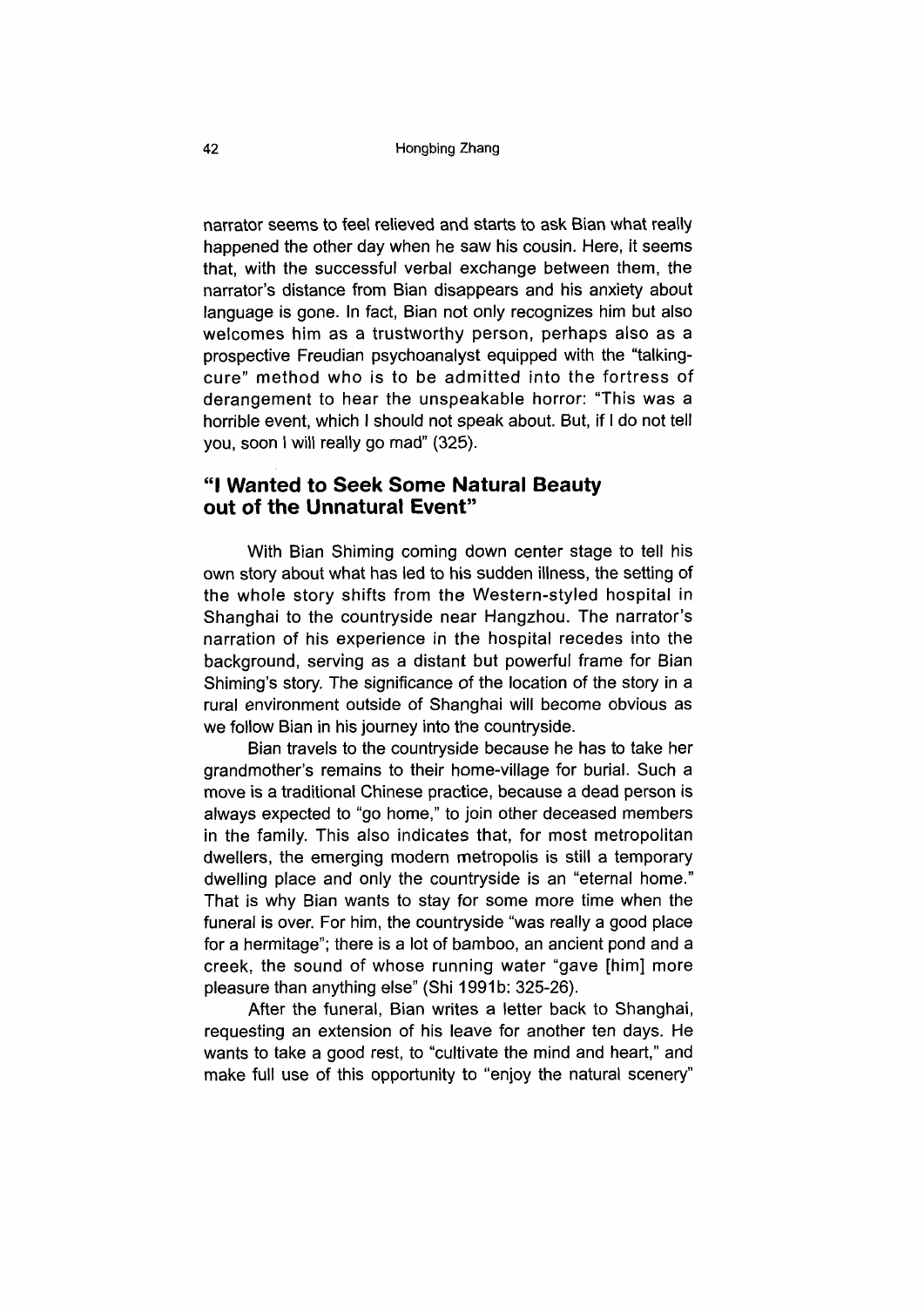narrator seems to feel relieved and starts to ask Bian what really happened the other day when he saw his cousin. Here, it seems that, with the successful verbal exchange between them, the narrator's distance from Bian disappears and his anxiety about language is gone. In fact, Bian not only recognizes him but also welcomes him as a trustworthy person, perhaps also as a prospective Freudian psychoanalyst equipped with the "talking-cure" method who is to be admitted into the fortress of derangement to hear the unspeakable horror: "This was a horrible event, which I should not speak about. But, if I do not tell you, soon I will really go mad" (325).

## "I Wanted to Seek Some Natural Beauty out of the Unnatural Event"

With Bian Shiming coming down center stage to tell his own story about what has led to his sudden illness, the setting of the whole story shifts from the Western-styled hospital in Shanghai to the countryside near Hangzhou. The narrator's narration of his experience in the hospital recedes into the background, serving as a distant but powerful frame for Bian Shiming's story. The significance of the location of the story in a rural environment outside of Shanghai will become obvious as we follow Bian in his journey into the countryside.

Bian travels to the countryside because he has to take her grandmother's remains to their home-village for burial. Such a move is a traditional Chinese practice, because a dead person is always expected to "go home," to join other deceased members in the family. This also indicates that, for most metropolitan dwellers, the emerging modern metropolis is still a temporary dwelling place and only the countryside is an "eternal home." That is why Bian wants to stay for some more time when the funeral is over. For him, the countryside "was really a good place for a hermitage"; there is a lot of bamboo, an ancient pond and a creek, the sound of whose running water "gave [him] more pleasure than anything else" (Shi 1991b: 325-26).

After the funeral, Bian writes a letter back to Shanghai, requesting an extension of his leave for another ten days. He wants to take a good rest, to "cultivate the mind and heart," and make full use of this opportunity to "enjoy the natural scenery"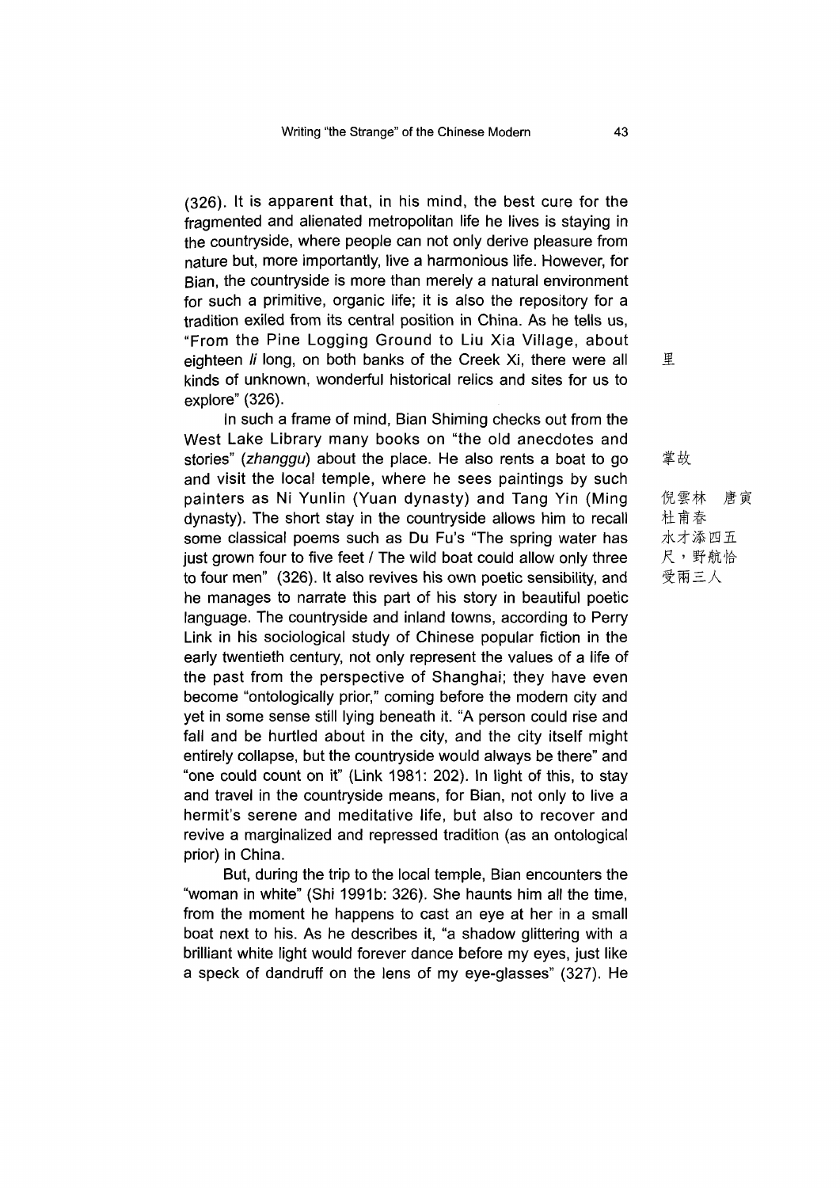(326). It is apparent that, in his mind, the best cure for the fragmented and alienated metropolitan life he lives is staying in the countryside, where people can not only derive pleasure from nature but, more importantly, live a harmonious life. However, for Bian, the countryside is more than merely a natural environment for such a primitive, organic life; it is also the repository for a tradition exiled from its central position in China. As he tells us, "From the Pine Logging Ground to Liu Xia Village, about eighteen *li* long, on both banks of the Creek Xi, there were all kinds of unknown, wonderful historical relics and sites for us to explore" (326).

里

In such a frame of mind, Bian Shiming checks out from the West Lake Library many books on "the old anecdotes and stories" (*zhanggu*) about the place. He also rents a boat to go and visit the local temple, where he sees paintings by such painters as Ni Yunlin (Yuan dynasty) and Tang Yin (Ming dynasty). The short stay in the countryside allows him to recall some classical poems such as Du Fu's "The spring water has just grown four to five feet / The wild boat could allow only three to four men" (326). It also revives his own poetic sensibility, and he manages to narrate this part of his story in beautiful poetic language. The countryside and inland towns, according to Perry Link in his sociological study of Chinese popular fiction in the early twentieth century, not only represent the values of a life of the past from the perspective of Shanghai; they have even become "ontologically prior," coming before the modern city and yet in some sense still lying beneath it. "A person could rise and fall and be hurtled about in the city, and the city itself might entirely collapse, but the countryside would always be there" and "one could count on it" (Link 1981: 202). In light of this, to stay and travel in the countryside means, for Bian, not only to live a hermit's serene and meditative life, but also to recover and revive a marginalized and repressed tradition (as an ontological prior) in China.

掌故

倪雲林　唐寅

杜甫春

水才添四五尺，野航恰受兩三人

But, during the trip to the local temple, Bian encounters the "woman in white" (Shi 1991b: 326). She haunts him all the time, from the moment he happens to cast an eye at her in a small boat next to his. As he describes it, "a shadow glittering with a brilliant white light would forever dance before my eyes, just like a speck of dandruff on the lens of my eye-glasses" (327). He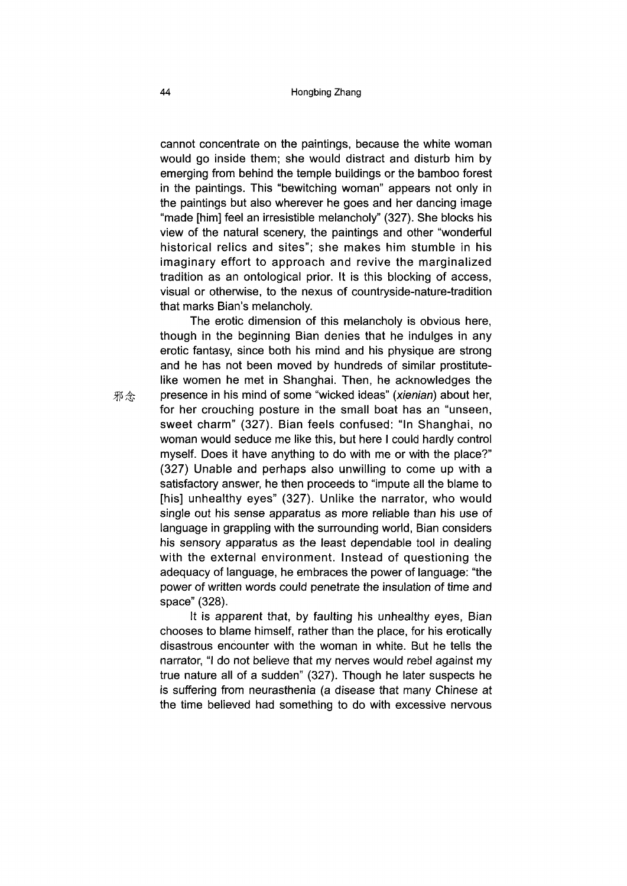cannot concentrate on the paintings, because the white woman would go inside them; she would distract and disturb him by emerging from behind the temple buildings or the bamboo forest in the paintings. This "bewitching woman" appears not only in the paintings but also wherever he goes and her dancing image "made [him] feel an irresistible melancholy" (327). She blocks his view of the natural scenery, the paintings and other "wonderful historical relics and sites"; she makes him stumble in his imaginary effort to approach and revive the marginalized tradition as an ontological prior. It is this blocking of access, visual or otherwise, to the nexus of countryside-nature-tradition that marks Bian's melancholy.

The erotic dimension of this melancholy is obvious here, though in the beginning Bian denies that he indulges in any erotic fantasy, since both his mind and his physique are strong and he has not been moved by hundreds of similar prostitute-like women he met in Shanghai. Then, he acknowledges the presence in his mind of some "wicked ideas" (*xienian*) about her, for her crouching posture in the small boat has an "unseen, sweet charm" (327). Bian feels confused: "In Shanghai, no woman would seduce me like this, but here I could hardly control myself. Does it have anything to do with me or with the place?" (327) Unable and perhaps also unwilling to come up with a satisfactory answer, he then proceeds to "impute all the blame to [his] unhealthy eyes" (327). Unlike the narrator, who would single out his sense apparatus as more reliable than his use of language in grappling with the surrounding world, Bian considers his sensory apparatus as the least dependable tool in dealing with the external environment. Instead of questioning the adequacy of language, he embraces the power of language: "the power of written words could penetrate the insulation of time and space" (328).

邪念

It is apparent that, by faulting his unhealthy eyes, Bian chooses to blame himself, rather than the place, for his erotically disastrous encounter with the woman in white. But he tells the narrator, "I do not believe that my nerves would rebel against my true nature all of a sudden" (327). Though he later suspects he is suffering from neurasthenia (a disease that many Chinese at the time believed had something to do with excessive nervous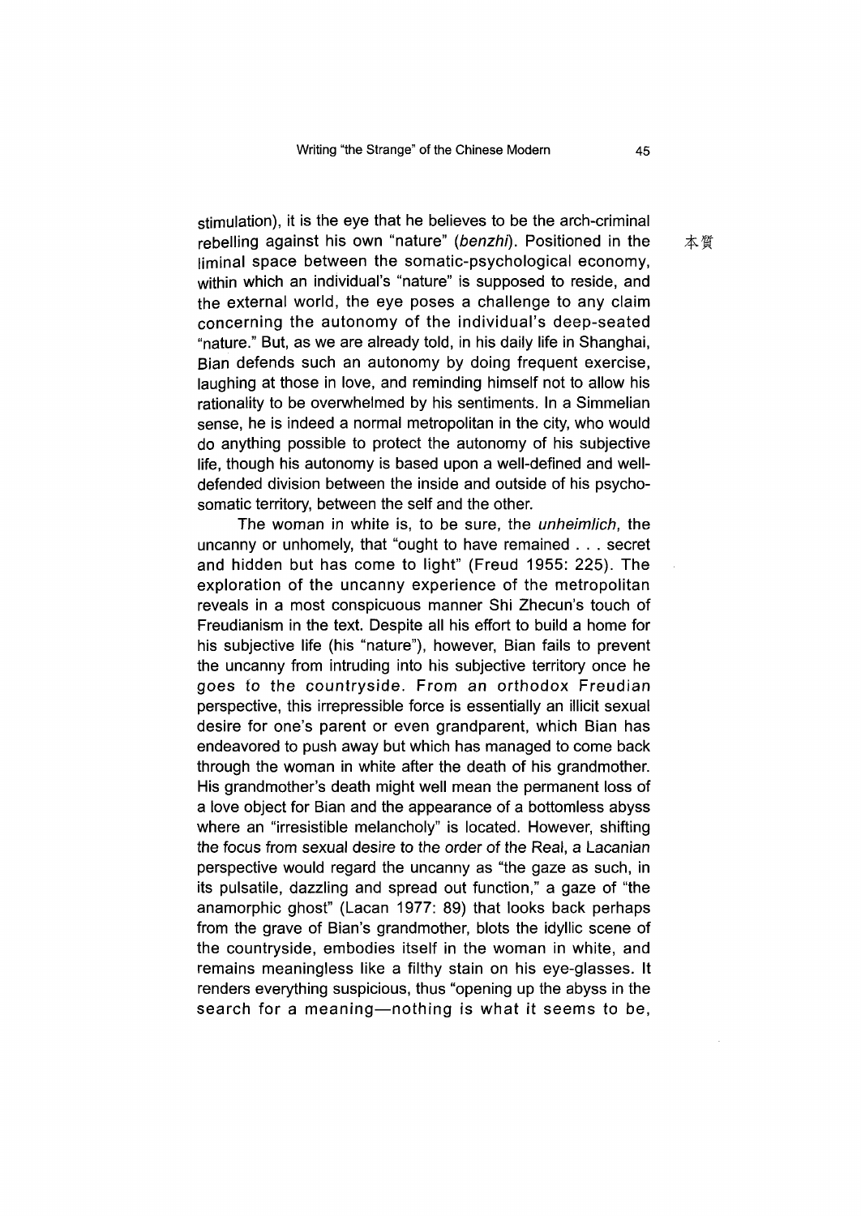stimulation), it is the eye that he believes to be the arch-criminal rebelling against his own "nature" (*benzhi*). Positioned in the liminal space between the somatic-psychological economy, within which an individual's "nature" is supposed to reside, and the external world, the eye poses a challenge to any claim concerning the autonomy of the individual's deep-seated "nature." But, as we are already told, in his daily life in Shanghai, Bian defends such an autonomy by doing frequent exercise, laughing at those in love, and reminding himself not to allow his rationality to be overwhelmed by his sentiments. In a Simmelian sense, he is indeed a normal metropolitan in the city, who would do anything possible to protect the autonomy of his subjective life, though his autonomy is based upon a well-defined and well-defended division between the inside and outside of his psycho-somatic territory, between the self and the other.

本質

The woman in white is, to be sure, the *unheimlich*, the uncanny or unhomely, that "ought to have remained . . . secret and hidden but has come to light" (Freud 1955: 225). The exploration of the uncanny experience of the metropolitan reveals in a most conspicuous manner Shi Zhecun's touch of Freudianism in the text. Despite all his effort to build a home for his subjective life (his "nature"), however, Bian fails to prevent the uncanny from intruding into his subjective territory once he goes to the countryside. From an orthodox Freudian perspective, this irrepressible force is essentially an illicit sexual desire for one's parent or even grandparent, which Bian has endeavored to push away but which has managed to come back through the woman in white after the death of his grandmother. His grandmother's death might well mean the permanent loss of a love object for Bian and the appearance of a bottomless abyss where an "irresistible melancholy" is located. However, shifting the focus from sexual desire to the order of the Real, a Lacanian perspective would regard the uncanny as "the gaze as such, in its pulsatile, dazzling and spread out function," a gaze of "the anamorphic ghost" (Lacan 1977: 89) that looks back perhaps from the grave of Bian's grandmother, blots the idyllic scene of the countryside, embodies itself in the woman in white, and remains meaningless like a filthy stain on his eye-glasses. It renders everything suspicious, thus "opening up the abyss in the search for a meaning—nothing is what it seems to be,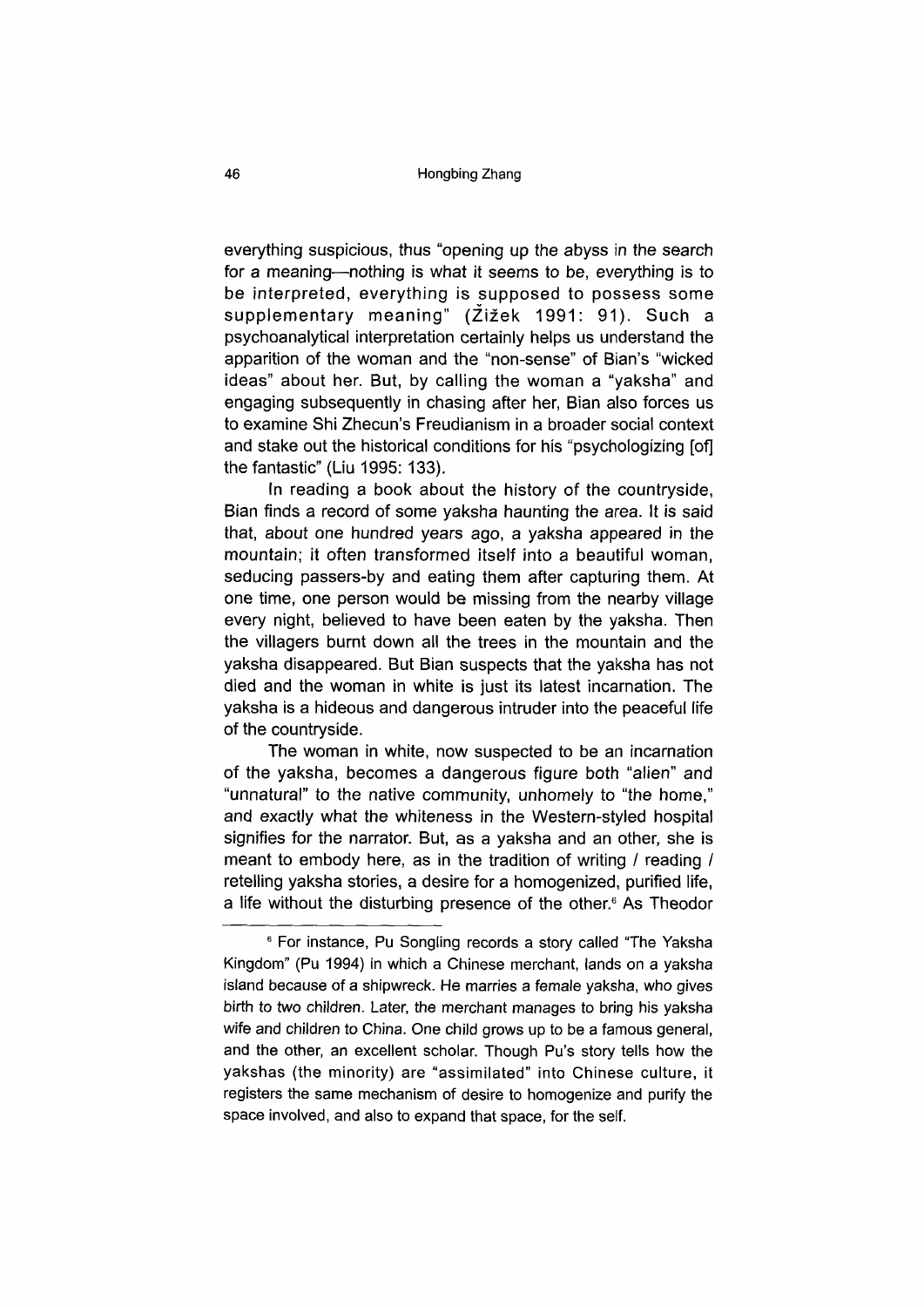everything suspicious, thus "opening up the abyss in the search for a meaning—nothing is what it seems to be, everything is to be interpreted, everything is supposed to possess some supplementary meaning" (Žižek 1991: 91). Such a psychoanalytical interpretation certainly helps us understand the apparition of the woman and the "non-sense" of Bian's "wicked ideas" about her. But, by calling the woman a "yaksha" and engaging subsequently in chasing after her, Bian also forces us to examine Shi Zhecun's Freudianism in a broader social context and stake out the historical conditions for his "psychologizing [of] the fantastic" (Liu 1995: 133).

In reading a book about the history of the countryside, Bian finds a record of some yaksha haunting the area. It is said that, about one hundred years ago, a yaksha appeared in the mountain; it often transformed itself into a beautiful woman, seducing passers-by and eating them after capturing them. At one time, one person would be missing from the nearby village every night, believed to have been eaten by the yaksha. Then the villagers burnt down all the trees in the mountain and the yaksha disappeared. But Bian suspects that the yaksha has not died and the woman in white is just its latest incarnation. The yaksha is a hideous and dangerous intruder into the peaceful life of the countryside.

The woman in white, now suspected to be an incarnation of the yaksha, becomes a dangerous figure both "alien" and "unnatural" to the native community, unhomely to "the home," and exactly what the whiteness in the Western-styled hospital signifies for the narrator. But, as a yaksha and an other, she is meant to embody here, as in the tradition of writing / reading / retelling yaksha stories, a desire for a homogenized, purified life, a life without the disturbing presence of the other.[6] As Theodor

---

[6] For instance, Pu Songling records a story called "The Yaksha Kingdom" (Pu 1994) in which a Chinese merchant, lands on a yaksha island because of a shipwreck. He marries a female yaksha, who gives birth to two children. Later, the merchant manages to bring his yaksha wife and children to China. One child grows up to be a famous general, and the other, an excellent scholar. Though Pu's story tells how the yakshas (the minority) are "assimilated" into Chinese culture, it registers the same mechanism of desire to homogenize and purify the space involved, and also to expand that space, for the self.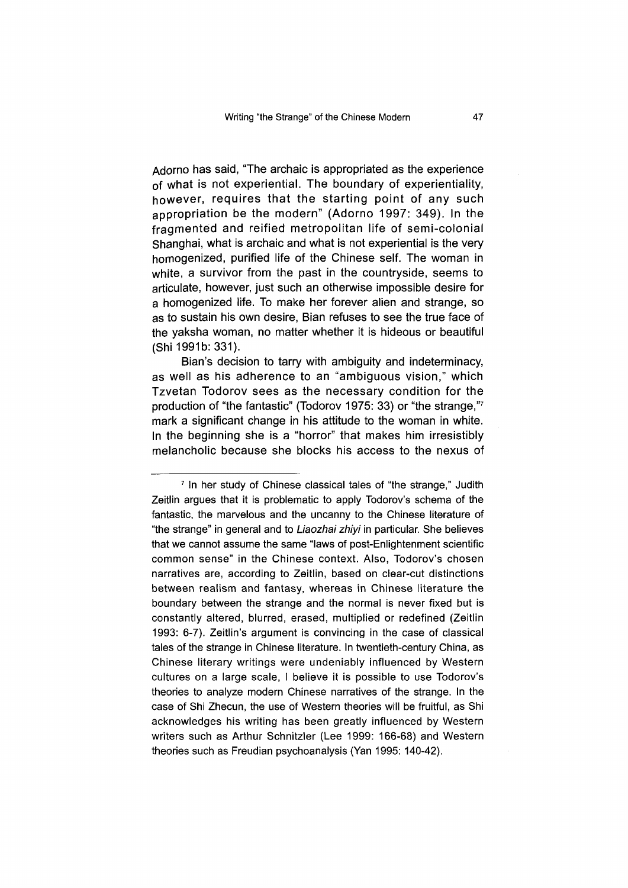Adorno has said, "The archaic is appropriated as the experience of what is not experiential. The boundary of experientiality, however, requires that the starting point of any such appropriation be the modern" (Adorno 1997: 349). In the fragmented and reified metropolitan life of semi-colonial Shanghai, what is archaic and what is not experiential is the very homogenized, purified life of the Chinese self. The woman in white, a survivor from the past in the countryside, seems to articulate, however, just such an otherwise impossible desire for a homogenized life. To make her forever alien and strange, so as to sustain his own desire, Bian refuses to see the true face of the yaksha woman, no matter whether it is hideous or beautiful (Shi 1991b: 331).

Bian's decision to tarry with ambiguity and indeterminacy, as well as his adherence to an "ambiguous vision," which Tzvetan Todorov sees as the necessary condition for the production of "the fantastic" (Todorov 1975: 33) or "the strange,"[7] mark a significant change in his attitude to the woman in white. In the beginning she is a "horror" that makes him irresistibly melancholic because she blocks his access to the nexus of

---

[7] In her study of Chinese classical tales of "the strange," Judith Zeitlin argues that it is problematic to apply Todorov's schema of the fantastic, the marvelous and the uncanny to the Chinese literature of "the strange" in general and to *Liaozhai zhiyi* in particular. She believes that we cannot assume the same "laws of post-Enlightenment scientific common sense" in the Chinese context. Also, Todorov's chosen narratives are, according to Zeitlin, based on clear-cut distinctions between realism and fantasy, whereas in Chinese literature the boundary between the strange and the normal is never fixed but is constantly altered, blurred, erased, multiplied or redefined (Zeitlin 1993: 6-7). Zeitlin's argument is convincing in the case of classical tales of the strange in Chinese literature. In twentieth-century China, as Chinese literary writings were undeniably influenced by Western cultures on a large scale, I believe it is possible to use Todorov's theories to analyze modern Chinese narratives of the strange. In the case of Shi Zhecun, the use of Western theories will be fruitful, as Shi acknowledges his writing has been greatly influenced by Western writers such as Arthur Schnitzler (Lee 1999: 166-68) and Western theories such as Freudian psychoanalysis (Yan 1995: 140-42).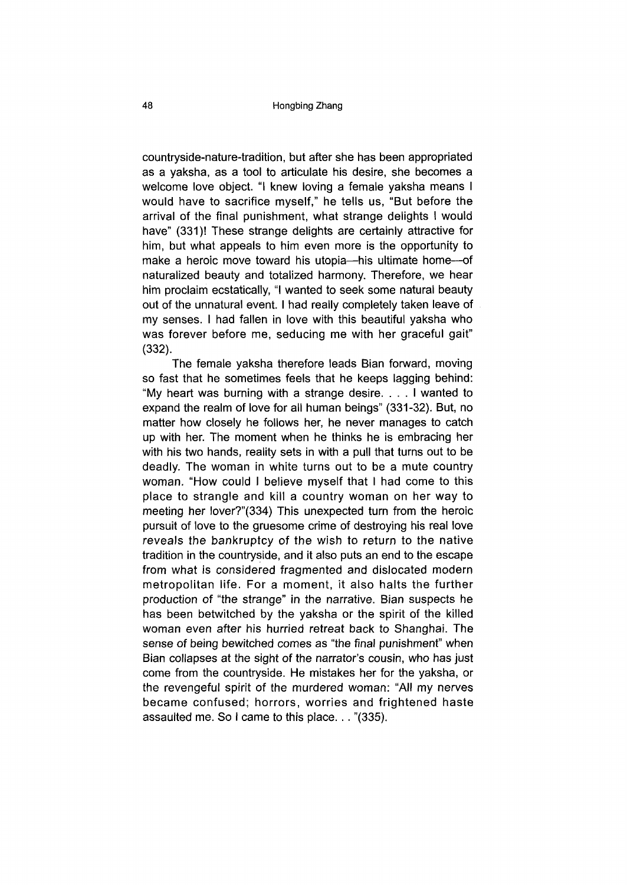countryside-nature-tradition, but after she has been appropriated as a yaksha, as a tool to articulate his desire, she becomes a welcome love object. "I knew loving a female yaksha means I would have to sacrifice myself," he tells us, "But before the arrival of the final punishment, what strange delights I would have" (331)! These strange delights are certainly attractive for him, but what appeals to him even more is the opportunity to make a heroic move toward his utopia—his ultimate home—of naturalized beauty and totalized harmony. Therefore, we hear him proclaim ecstatically, "I wanted to seek some natural beauty out of the unnatural event. I had really completely taken leave of my senses. I had fallen in love with this beautiful yaksha who was forever before me, seducing me with her graceful gait" (332).

The female yaksha therefore leads Bian forward, moving so fast that he sometimes feels that he keeps lagging behind: "My heart was burning with a strange desire. . . . I wanted to expand the realm of love for all human beings" (331-32). But, no matter how closely he follows her, he never manages to catch up with her. The moment when he thinks he is embracing her with his two hands, reality sets in with a pull that turns out to be deadly. The woman in white turns out to be a mute country woman. "How could I believe myself that I had come to this place to strangle and kill a country woman on her way to meeting her lover?"(334) This unexpected turn from the heroic pursuit of love to the gruesome crime of destroying his real love reveals the bankruptcy of the wish to return to the native tradition in the countryside, and it also puts an end to the escape from what is considered fragmented and dislocated modern metropolitan life. For a moment, it also halts the further production of "the strange" in the narrative. Bian suspects he has been betwitched by the yaksha or the spirit of the killed woman even after his hurried retreat back to Shanghai. The sense of being bewitched comes as "the final punishment" when Bian collapses at the sight of the narrator's cousin, who has just come from the countryside. He mistakes her for the yaksha, or the revengeful spirit of the murdered woman: "All my nerves became confused; horrors, worries and frightened haste assaulted me. So I came to this place. . . "(335).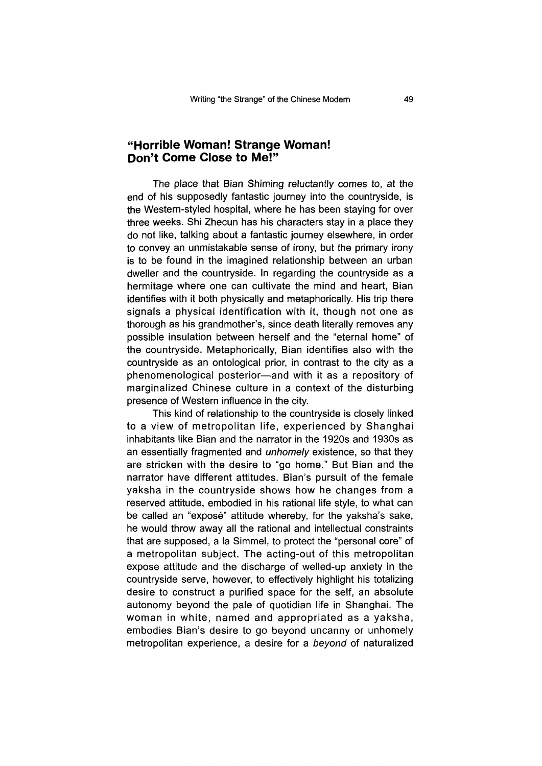## "Horrible Woman! Strange Woman! Don't Come Close to Me!"

The place that Bian Shiming reluctantly comes to, at the end of his supposedly fantastic journey into the countryside, is the Western-styled hospital, where he has been staying for over three weeks. Shi Zhecun has his characters stay in a place they do not like, talking about a fantastic journey elsewhere, in order to convey an unmistakable sense of irony, but the primary irony is to be found in the imagined relationship between an urban dweller and the countryside. In regarding the countryside as a hermitage where one can cultivate the mind and heart, Bian identifies with it both physically and metaphorically. His trip there signals a physical identification with it, though not one as thorough as his grandmother's, since death literally removes any possible insulation between herself and the "eternal home" of the countryside. Metaphorically, Bian identifies also with the countryside as an ontological prior, in contrast to the city as a phenomenological posterior—and with it as a repository of marginalized Chinese culture in a context of the disturbing presence of Western influence in the city.

This kind of relationship to the countryside is closely linked to a view of metropolitan life, experienced by Shanghai inhabitants like Bian and the narrator in the 1920s and 1930s as an essentially fragmented and *unhomely* existence, so that they are stricken with the desire to "go home." But Bian and the narrator have different attitudes. Bian's pursuit of the female yaksha in the countryside shows how he changes from a reserved attitude, embodied in his rational life style, to what can be called an "exposé" attitude whereby, for the yaksha's sake, he would throw away all the rational and intellectual constraints that are supposed, a la Simmel, to protect the "personal core" of a metropolitan subject. The acting-out of this metropolitan expose attitude and the discharge of welled-up anxiety in the countryside serve, however, to effectively highlight his totalizing desire to construct a purified space for the self, an absolute autonomy beyond the pale of quotidian life in Shanghai. The woman in white, named and appropriated as a yaksha, embodies Bian's desire to go beyond uncanny or unhomely metropolitan experience, a desire for a *beyond* of naturalized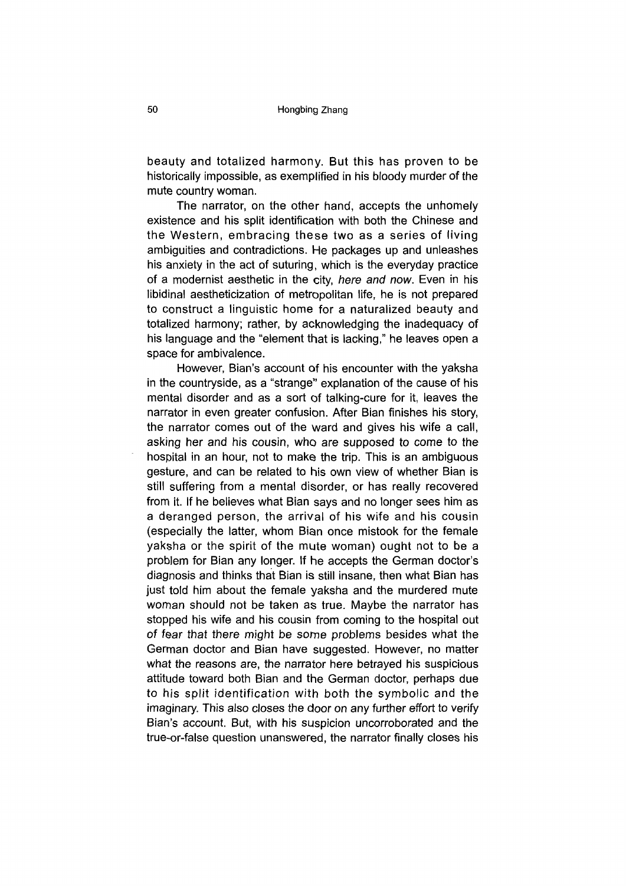beauty and totalized harmony. But this has proven to be historically impossible, as exemplified in his bloody murder of the mute country woman.

The narrator, on the other hand, accepts the unhomely existence and his split identification with both the Chinese and the Western, embracing these two as a series of living ambiguities and contradictions. He packages up and unleashes his anxiety in the act of suturing, which is the everyday practice of a modernist aesthetic in the city, *here and now*. Even in his libidinal aestheticization of metropolitan life, he is not prepared to construct a linguistic home for a naturalized beauty and totalized harmony; rather, by acknowledging the inadequacy of his language and the "element that is lacking," he leaves open a space for ambivalence.

However, Bian's account of his encounter with the yaksha in the countryside, as a "strange" explanation of the cause of his mental disorder and as a sort of talking-cure for it, leaves the narrator in even greater confusion. After Bian finishes his story, the narrator comes out of the ward and gives his wife a call, asking her and his cousin, who are supposed to come to the hospital in an hour, not to make the trip. This is an ambiguous gesture, and can be related to his own view of whether Bian is still suffering from a mental disorder, or has really recovered from it. If he believes what Bian says and no longer sees him as a deranged person, the arrival of his wife and his cousin (especially the latter, whom Bian once mistook for the female yaksha or the spirit of the mute woman) ought not to be a problem for Bian any longer. If he accepts the German doctor's diagnosis and thinks that Bian is still insane, then what Bian has just told him about the female yaksha and the murdered mute woman should not be taken as true. Maybe the narrator has stopped his wife and his cousin from coming to the hospital out of fear that there might be some problems besides what the German doctor and Bian have suggested. However, no matter what the reasons are, the narrator here betrayed his suspicious attitude toward both Bian and the German doctor, perhaps due to his split identification with both the symbolic and the imaginary. This also closes the door on any further effort to verify Bian's account. But, with his suspicion uncorroborated and the true-or-false question unanswered, the narrator finally closes his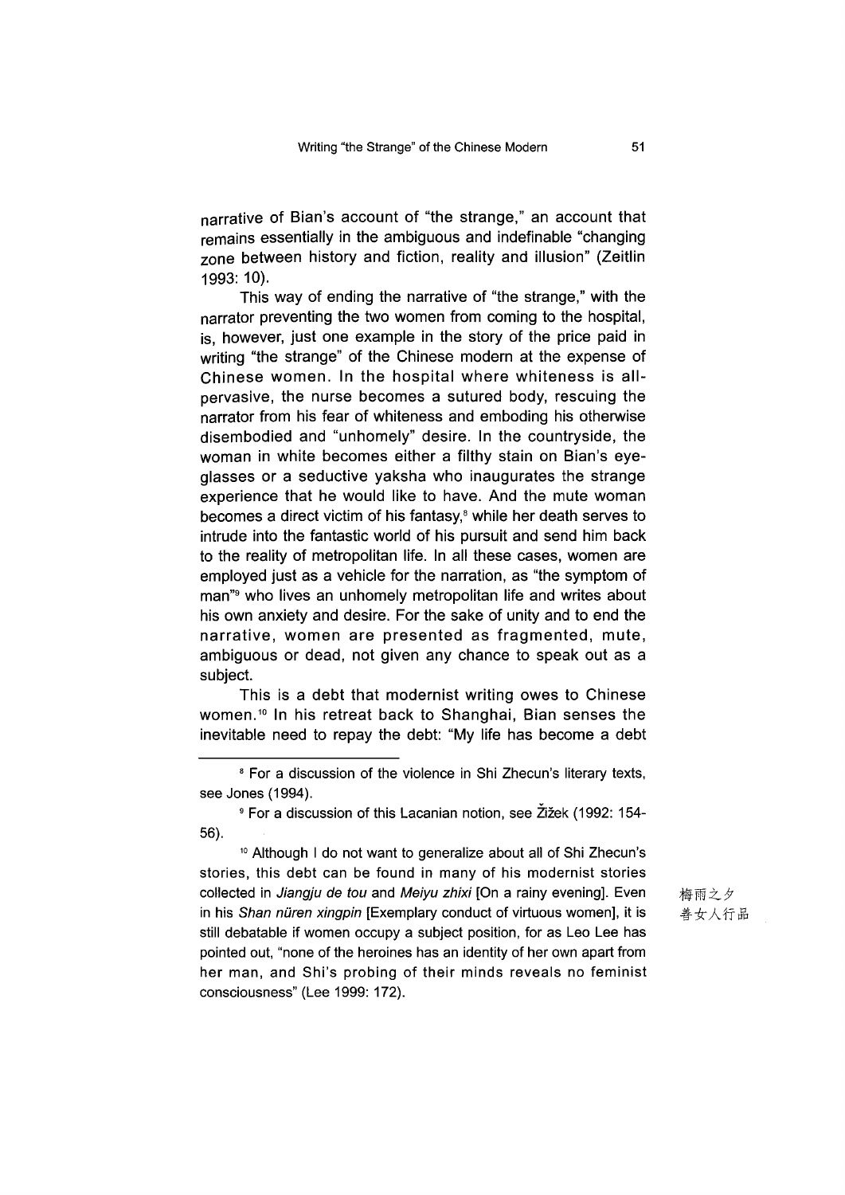narrative of Bian's account of "the strange," an account that remains essentially in the ambiguous and indefinable "changing zone between history and fiction, reality and illusion" (Zeitlin 1993: 10).

This way of ending the narrative of "the strange," with the narrator preventing the two women from coming to the hospital, is, however, just one example in the story of the price paid in writing "the strange" of the Chinese modern at the expense of Chinese women. In the hospital where whiteness is all-pervasive, the nurse becomes a sutured body, rescuing the narrator from his fear of whiteness and emboding his otherwise disembodied and "unhomely" desire. In the countryside, the woman in white becomes either a filthy stain on Bian's eyeglasses or a seductive yaksha who inaugurates the strange experience that he would like to have. And the mute woman becomes a direct victim of his fantasy,[8] while her death serves to intrude into the fantastic world of his pursuit and send him back to the reality of metropolitan life. In all these cases, women are employed just as a vehicle for the narration, as "the symptom of man"[9] who lives an unhomely metropolitan life and writes about his own anxiety and desire. For the sake of unity and to end the narrative, women are presented as fragmented, mute, ambiguous or dead, not given any chance to speak out as a subject.

This is a debt that modernist writing owes to Chinese women.[10] In his retreat back to Shanghai, Bian senses the inevitable need to repay the debt: "My life has become a debt

---

[8] For a discussion of the violence in Shi Zhecun's literary texts, see Jones (1994).

[9] For a discussion of this Lacanian notion, see Žižek (1992: 154-56).

[10] Although I do not want to generalize about all of Shi Zhecun's stories, this debt can be found in many of his modernist stories collected in *Jiangju de tou* and *Meiyu zhixi* [On a rainy evening]. Even in his *Shan nüren xingpin* [Exemplary conduct of virtuous women], it is still debatable if women occupy a subject position, for as Leo Lee has pointed out, "none of the heroines has an identity of her own apart from her man, and Shi's probing of their minds reveals no feminist consciousness" (Lee 1999: 172).

梅雨之夕
善女人行品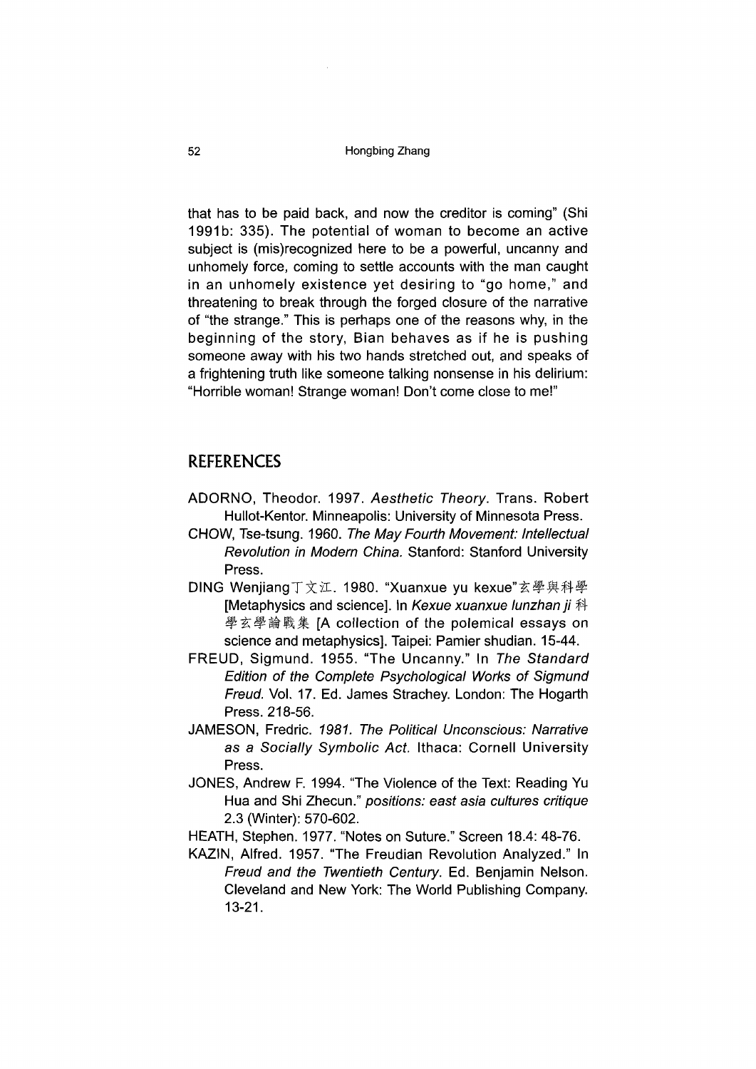that has to be paid back, and now the creditor is coming" (Shi 1991b: 335). The potential of woman to become an active subject is (mis)recognized here to be a powerful, uncanny and unhomely force, coming to settle accounts with the man caught in an unhomely existence yet desiring to "go home," and threatening to break through the forged closure of the narrative of "the strange." This is perhaps one of the reasons why, in the beginning of the story, Bian behaves as if he is pushing someone away with his two hands stretched out, and speaks of a frightening truth like someone talking nonsense in his delirium: "Horrible woman! Strange woman! Don't come close to me!"

## REFERENCES

ADORNO, Theodor. 1997. *Aesthetic Theory*. Trans. Robert Hullot-Kentor. Minneapolis: University of Minnesota Press.

CHOW, Tse-tsung. 1960. *The May Fourth Movement: Intellectual Revolution in Modern China.* Stanford: Stanford University Press.

DING Wenjiang丁文江. 1980. "Xuanxue yu kexue"玄學與科學 [Metaphysics and science]. In *Kexue xuanxue lunzhan ji* 科學玄學論戰集 [A collection of the polemical essays on science and metaphysics]. Taipei: Pamier shudian. 15-44.

FREUD, Sigmund. 1955. "The Uncanny." In *The Standard Edition of the Complete Psychological Works of Sigmund Freud.* Vol. 17. Ed. James Strachey. London: The Hogarth Press. 218-56.

JAMESON, Fredric. *1981. The Political Unconscious: Narrative as a Socially Symbolic Act.* Ithaca: Cornell University Press.

JONES, Andrew F. 1994. "The Violence of the Text: Reading Yu Hua and Shi Zhecun." *positions: east asia cultures critique* 2.3 (Winter): 570-602.

HEATH, Stephen. 1977. "Notes on Suture." Screen 18.4: 48-76.

KAZIN, Alfred. 1957. "The Freudian Revolution Analyzed." In *Freud and the Twentieth Century.* Ed. Benjamin Nelson. Cleveland and New York: The World Publishing Company. 13-21.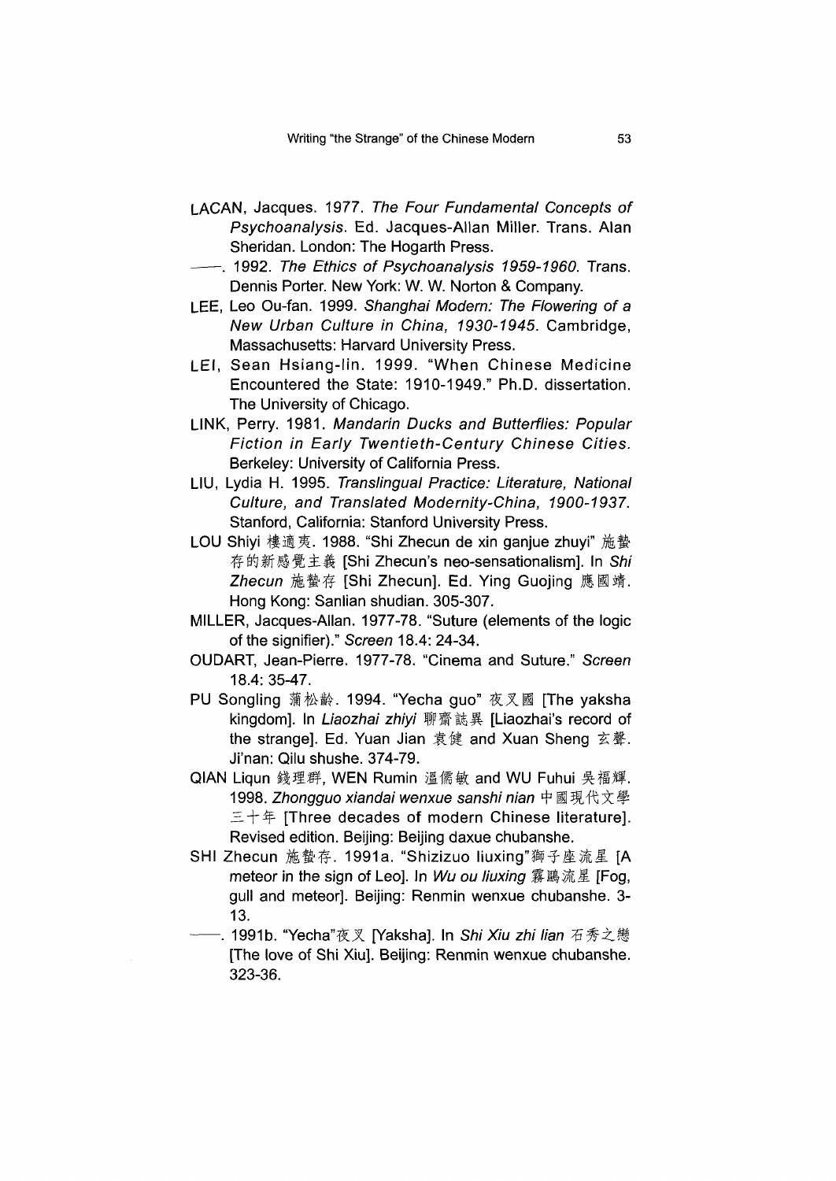LACAN, Jacques. 1977. *The Four Fundamental Concepts of Psychoanalysis*. Ed. Jacques-Allan Miller. Trans. Alan Sheridan. London: The Hogarth Press.

——. 1992. *The Ethics of Psychoanalysis 1959-1960*. Trans. Dennis Porter. New York: W. W. Norton & Company.

LEE, Leo Ou-fan. 1999. *Shanghai Modern: The Flowering of a New Urban Culture in China, 1930-1945*. Cambridge, Massachusetts: Harvard University Press.

LEI, Sean Hsiang-lin. 1999. "When Chinese Medicine Encountered the State: 1910-1949." Ph.D. dissertation. The University of Chicago.

LINK, Perry. 1981. *Mandarin Ducks and Butterflies: Popular Fiction in Early Twentieth-Century Chinese Cities*. Berkeley: University of California Press.

LIU, Lydia H. 1995. *Translingual Practice: Literature, National Culture, and Translated Modernity-China, 1900-1937*. Stanford, California: Stanford University Press.

LOU Shiyi 樓適夷. 1988. "Shi Zhecun de xin ganjue zhuyi" 施蟄存的新感覺主義 [Shi Zhecun's neo-sensationalism]. In *Shi Zhecun* 施蟄存 [Shi Zhecun]. Ed. Ying Guojing 應國靖. Hong Kong: Sanlian shudian. 305-307.

MILLER, Jacques-Allan. 1977-78. "Suture (elements of the logic of the signifier)." *Screen* 18.4: 24-34.

OUDART, Jean-Pierre. 1977-78. "Cinema and Suture." *Screen* 18.4: 35-47.

PU Songling 蒲松齡. 1994. "Yecha guo" 夜叉國 [The yaksha kingdom]. In *Liaozhai zhiyi* 聊齋誌異 [Liaozhai's record of the strange]. Ed. Yuan Jian 袁健 and Xuan Sheng 玄聲. Ji'nan: Qilu shushe. 374-79.

QIAN Liqun 錢理群, WEN Rumin 溫儒敏 and WU Fuhui 吳福輝. 1998. *Zhongguo xiandai wenxue sanshi nian* 中國現代文學三十年 [Three decades of modern Chinese literature]. Revised edition. Beijing: Beijing daxue chubanshe.

SHI Zhecun 施蟄存. 1991a. "Shizizuo liuxing"獅子座流星 [A meteor in the sign of Leo]. In *Wu ou liuxing* 霧鷗流星 [Fog, gull and meteor]. Beijing: Renmin wenxue chubanshe. 3-13.

——. 1991b. "Yecha"夜叉 [Yaksha]. In *Shi Xiu zhi lian* 石秀之戀 [The love of Shi Xiu]. Beijing: Renmin wenxue chubanshe. 323-36.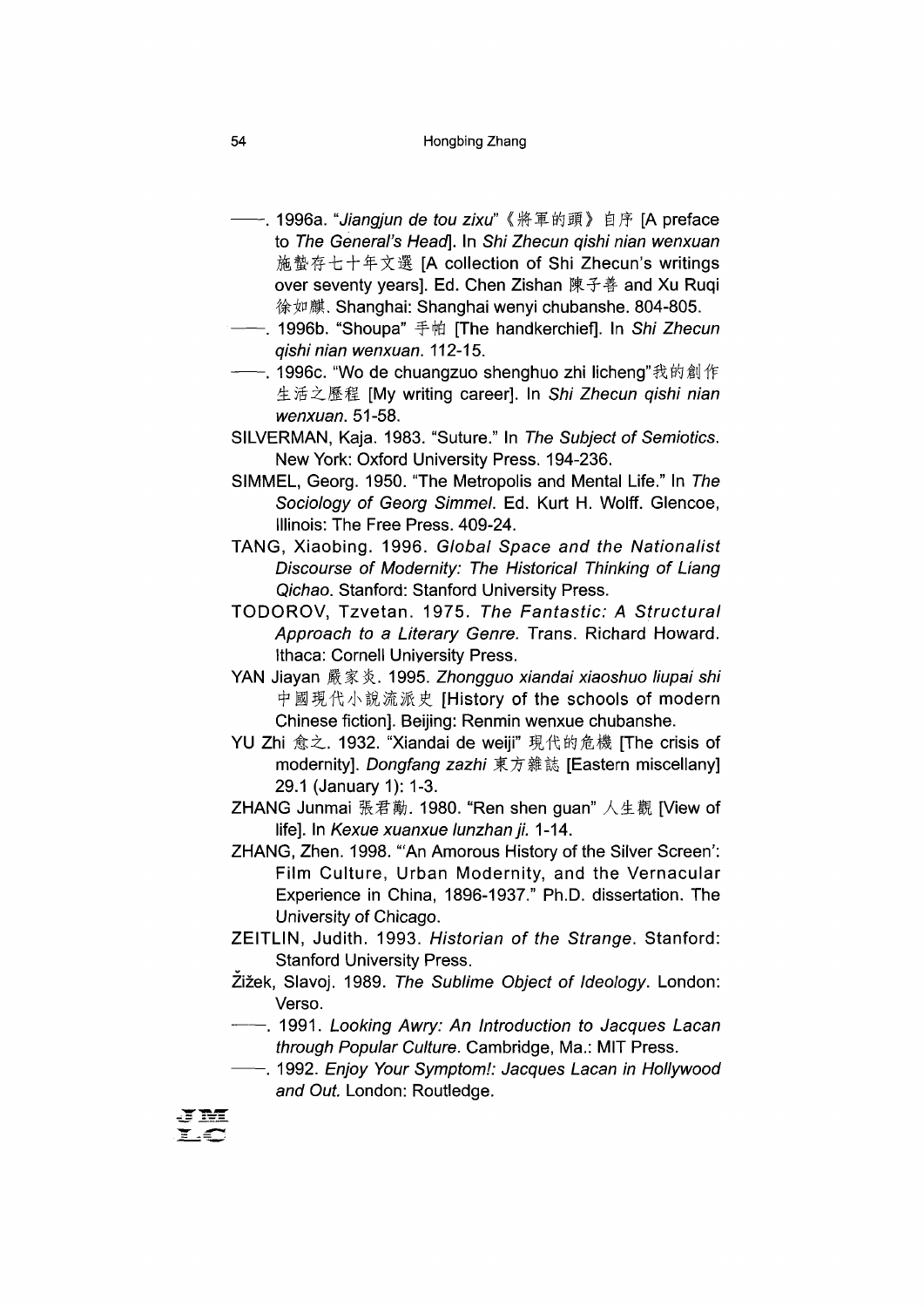——. 1996a. "*Jiangjun de tou zixu*"《將軍的頭》自序 [A preface to *The General's Head*]. In *Shi Zhecun qishi nian wenxuan* 施蟄存七十年文選 [A collection of Shi Zhecun's writings over seventy years]. Ed. Chen Zishan 陳子善 and Xu Ruqi 徐如麒. Shanghai: Shanghai wenyi chubanshe. 804-805.

——. 1996b. "Shoupa" 手帕 [The handkerchief]. In *Shi Zhecun qishi nian wenxuan*. 112-15.

——. 1996c. "Wo de chuangzuo shenghuo zhi licheng"我的創作生活之歷程 [My writing career]. In *Shi Zhecun qishi nian wenxuan*. 51-58.

SILVERMAN, Kaja. 1983. "Suture." In *The Subject of Semiotics*. New York: Oxford University Press. 194-236.

SIMMEL, Georg. 1950. "The Metropolis and Mental Life." In *The Sociology of Georg Simmel*. Ed. Kurt H. Wolff. Glencoe, Illinois: The Free Press. 409-24.

TANG, Xiaobing. 1996. *Global Space and the Nationalist Discourse of Modernity: The Historical Thinking of Liang Qichao*. Stanford: Stanford University Press.

TODOROV, Tzvetan. 1975. *The Fantastic: A Structural Approach to a Literary Genre*. Trans. Richard Howard. Ithaca: Cornell University Press.

YAN Jiayan 嚴家炎. 1995. *Zhongguo xiandai xiaoshuo liupai shi* 中國現代小說流派史 [History of the schools of modern Chinese fiction]. Beijing: Renmin wenxue chubanshe.

YU Zhi 愈之. 1932. "Xiandai de weiji" 現代的危機 [The crisis of modernity]. *Dongfang zazhi* 東方雜誌 [Eastern miscellany] 29.1 (January 1): 1-3.

ZHANG Junmai 張君勱. 1980. "Ren shen guan" 人生觀 [View of life]. In *Kexue xuanxue lunzhan ji*. 1-14.

ZHANG, Zhen. 1998. "'An Amorous History of the Silver Screen': Film Culture, Urban Modernity, and the Vernacular Experience in China, 1896-1937." Ph.D. dissertation. The University of Chicago.

ZEITLIN, Judith. 1993. *Historian of the Strange*. Stanford: Stanford University Press.

Žižek, Slavoj. 1989. *The Sublime Object of Ideology*. London: Verso.

——. 1991. *Looking Awry: An Introduction to Jacques Lacan through Popular Culture*. Cambridge, Ma.: MIT Press.

——. 1992. *Enjoy Your Symptom!: Jacques Lacan in Hollywood and Out*. London: Routledge.